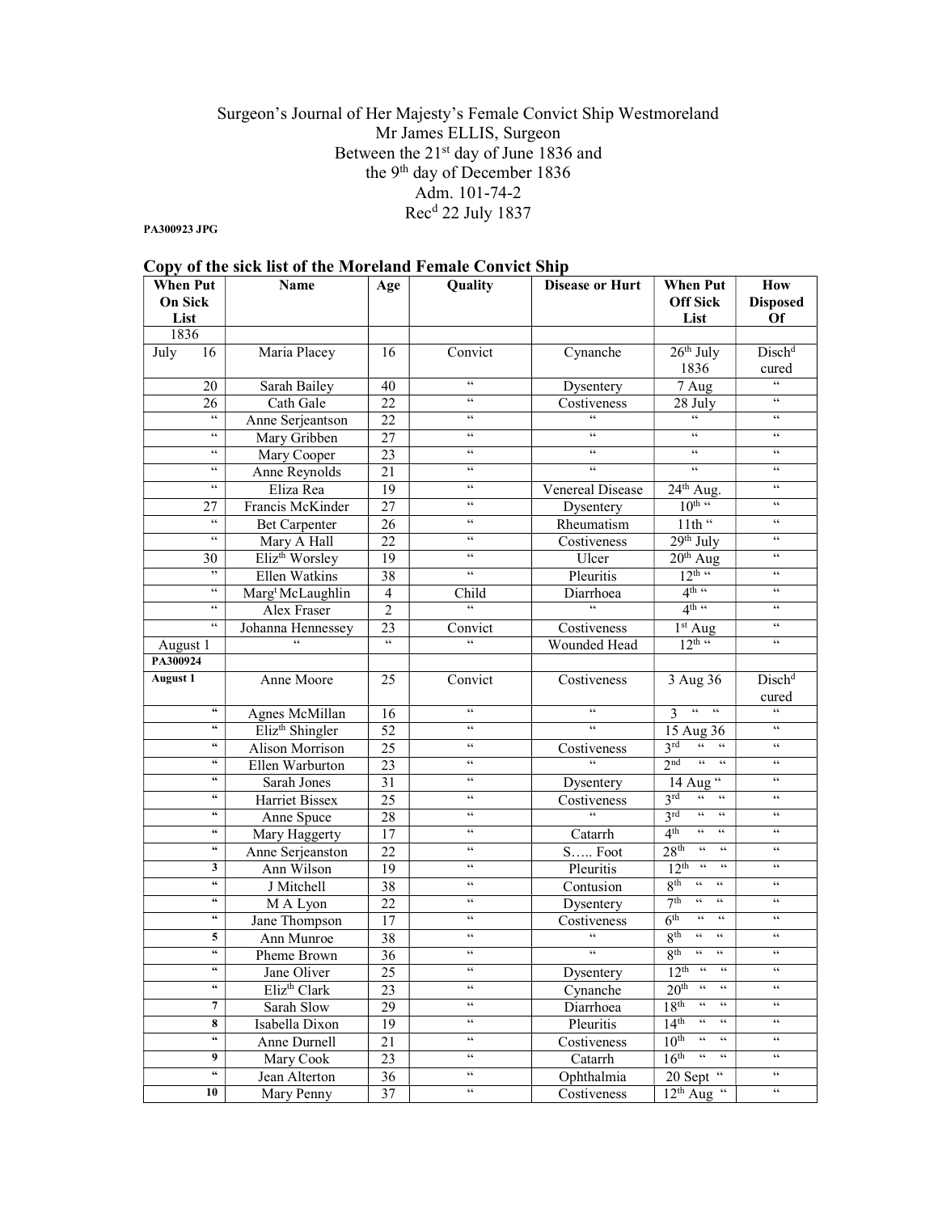Surgeon's Journal of Her Majesty's Female Convict Ship Westmoreland
Mr James ELLIS, Surgeon
Between the 21st day of June 1836 and
the 9th day of December 1836
Adm. 101-74-2
Recd 22 July 1837

**PA300923 JPG**

## Copy of the sick list of the Moreland Female Convict Ship

| When Put On Sick List | Name | Age | Quality | Disease or Hurt | When Put Off Sick List | How Disposed Of |
|---|---|---|---|---|---|---|
| 1836 | | | | | | |
| July 16 | Maria Placey | 16 | Convict | Cynanche | 26th July 1836 | Dischd cured |
| 20 | Sarah Bailey | 40 | " | Dysentery | 7 Aug | " |
| 26 | Cath Gale | 22 | " | Costiveness | 28 July | " |
| " | Anne Serjeantson | 22 | " | " | " | " |
| " | Mary Gribben | 27 | " | " | " | " |
| " | Mary Cooper | 23 | " | " | " | " |
| " | Anne Reynolds | 21 | " | " | " | " |
| " | Eliza Rea | 19 | " | Venereal Disease | 24th Aug. | " |
| 27 | Francis McKinder | 27 | " | Dysentery | 10th " | " |
| " | Bet Carpenter | 26 | " | Rheumatism | 11th " | " |
| " | Mary A Hall | 22 | " | Costiveness | 29th July | " |
| 30 | Elizth Worsley | 19 | " | Ulcer | 20th Aug | " |
| " | Ellen Watkins | 38 | " | Pleuritis | 12th " | " |
| " | Margt McLaughlin | 4 | Child | Diarrhoea | 4th " | " |
| " | Alex Fraser | 2 | " | " | 4th " | " |
| " | Johanna Hennessey | 23 | Convict | Costiveness | 1st Aug | " |
| August 1 | " | " | " | Wounded Head | 12th " | " |
| **PA300924** | | | | | | |
| **August 1** | Anne Moore | 25 | Convict | Costiveness | 3 Aug 36 | Dischd cured |
| " | Agnes McMillan | 16 | " | " | 3 " " | " |
| " | Elizth Shingler | 52 | " | " | 15 Aug 36 | " |
| " | Alison Morrison | 25 | " | Costiveness | 3rd " " | " |
| " | Ellen Warburton | 23 | " | " | 2nd " " | " |
| " | Sarah Jones | 31 | " | Dysentery | 14 Aug " | " |
| " | Harriet Bissex | 25 | " | Costiveness | 3rd " " | " |
| " | Anne Spuce | 28 | " | " | 3rd " " | " |
| " | Mary Haggerty | 17 | " | Catarrh | 4th " " | " |
| " | Anne Serjeanston | 22 | " | S….. Foot | 28th " " | " |
| 3 | Ann Wilson | 19 | " | Pleuritis | 12th " " | " |
| " | J Mitchell | 38 | " | Contusion | 8th " " | " |
| " | M A Lyon | 22 | " | Dysentery | 7th " " | " |
| " | Jane Thompson | 17 | " | Costiveness | 6th " " | " |
| 5 | Ann Munroe | 38 | " | " | 8th " " | " |
| " | Pheme Brown | 36 | " | " | 8th " " | " |
| " | Jane Oliver | 25 | " | Dysentery | 12th " " | " |
| " | Elizth Clark | 23 | " | Cynanche | 20th " " | " |
| 7 | Sarah Slow | 29 | " | Diarrhoea | 18th " " | " |
| 8 | Isabella Dixon | 19 | " | Pleuritis | 14th " " | " |
| " | Anne Durnell | 21 | " | Costiveness | 10th " " | " |
| 9 | Mary Cook | 23 | " | Catarrh | 16th " " | " |
| " | Jean Alterton | 36 | " | Ophthalmia | 20 Sept " | " |
| 10 | Mary Penny | 37 | " | Costiveness | 12th Aug " | " |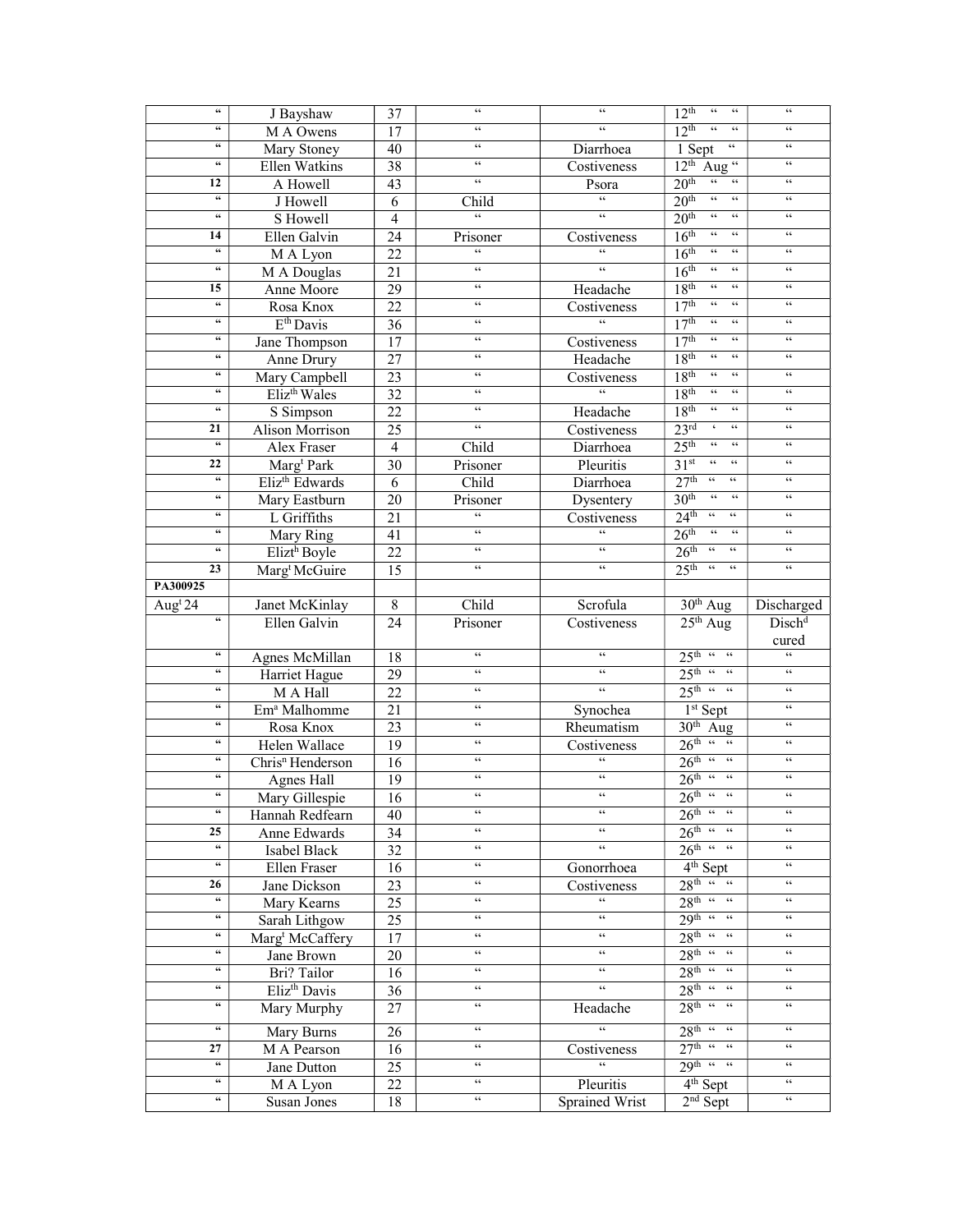| | | | | | | |
|---|---|---|---|---|---|---|
| " | J Bayshaw | 37 | " | " | 12th " " | " |
| " | M A Owens | 17 | " | " | 12th " " | " |
| " | Mary Stoney | 40 | " | Diarrhoea | 1 Sept " | " |
| " | Ellen Watkins | 38 | " | Costiveness | 12th Aug " | " |
| 12 | A Howell | 43 | " | Psora | 20th " " | " |
| " | J Howell | 6 | Child | " | 20th " " | " |
| " | S Howell | 4 | " | " | 20th " " | " |
| 14 | Ellen Galvin | 24 | Prisoner | Costiveness | 16th " " | " |
| " | M A Lyon | 22 | " | " | 16th " " | " |
| " | M A Douglas | 21 | " | " | 16th " " | " |
| 15 | Anne Moore | 29 | " | Headache | 18th " " | " |
| " | Rosa Knox | 22 | " | Costiveness | 17th " " | " |
| " | Eth Davis | 36 | " | " | 17th " " | " |
| " | Jane Thompson | 17 | " | Costiveness | 17th " " | " |
| " | Anne Drury | 27 | " | Headache | 18th " " | " |
| " | Mary Campbell | 23 | " | Costiveness | 18th " " | " |
| " | Elizth Wales | 32 | " | " | 18th " " | " |
| " | S Simpson | 22 | " | Headache | 18th " " | " |
| 21 | Alison Morrison | 25 | " | Costiveness | 23rd ' " | " |
| " | Alex Fraser | 4 | Child | Diarrhoea | 25th " " | " |
| 22 | Margt Park | 30 | Prisoner | Pleuritis | 31st " " | " |
| " | Elizth Edwards | 6 | Child | Diarrhoea | 27th " " | " |
| " | Mary Eastburn | 20 | Prisoner | Dysentery | 30th " " | " |
| " | L Griffiths | 21 | " | Costiveness | 24th " " | " |
| " | Mary Ring | 41 | " | " | 26th " " | " |
| " | Eliztb Boyle | 22 | " | " | 26th " " | " |
| 23 | Margt McGuire | 15 | " | " | 25th " " | " |
| PA300925 | | | | | | |
| Augt 24 | Janet McKinlay | 8 | Child | Scrofula | 30th Aug | Discharged |
| " | Ellen Galvin | 24 | Prisoner | Costiveness | 25th Aug | Dischd cured |
| " | Agnes McMillan | 18 | " | " | 25th " " | " |
| " | Harriet Hague | 29 | " | " | 25th " " | " |
| " | M A Hall | 22 | " | " | 25th " " | " |
| " | Ema Malhomme | 21 | " | Synochea | 1st Sept | " |
| " | Rosa Knox | 23 | " | Rheumatism | 30th Aug | " |
| " | Helen Wallace | 19 | " | Costiveness | 26th " " | " |
| " | Chrisn Henderson | 16 | " | " | 26th " " | " |
| " | Agnes Hall | 19 | " | " | 26th " " | " |
| " | Mary Gillespie | 16 | " | " | 26th " " | " |
| " | Hannah Redfearn | 40 | " | " | 26th " " | " |
| 25 | Anne Edwards | 34 | " | " | 26th " " | " |
| " | Isabel Black | 32 | " | " | 26th " " | " |
| " | Ellen Fraser | 16 | " | Gonorrhoea | 4th Sept | " |
| 26 | Jane Dickson | 23 | " | Costiveness | 28th " " | " |
| " | Mary Kearns | 25 | " | " | 28th " " | " |
| " | Sarah Lithgow | 25 | " | " | 29th " " | " |
| " | Margt McCaffery | 17 | " | " | 28th " " | " |
| " | Jane Brown | 20 | " | " | 28th " " | " |
| " | Bri? Tailor | 16 | " | " | 28th " " | " |
| " | Elizth Davis | 36 | " | " | 28th " " | " |
| " | Mary Murphy | 27 | " | Headache | 28th " " | " |
| " | Mary Burns | 26 | " | " | 28th " " | " |
| 27 | M A Pearson | 16 | " | Costiveness | 27th " " | " |
| " | Jane Dutton | 25 | " | " | 29th " " | " |
| " | M A Lyon | 22 | " | Pleuritis | 4th Sept | " |
| " | Susan Jones | 18 | " | Sprained Wrist | 2nd Sept | " |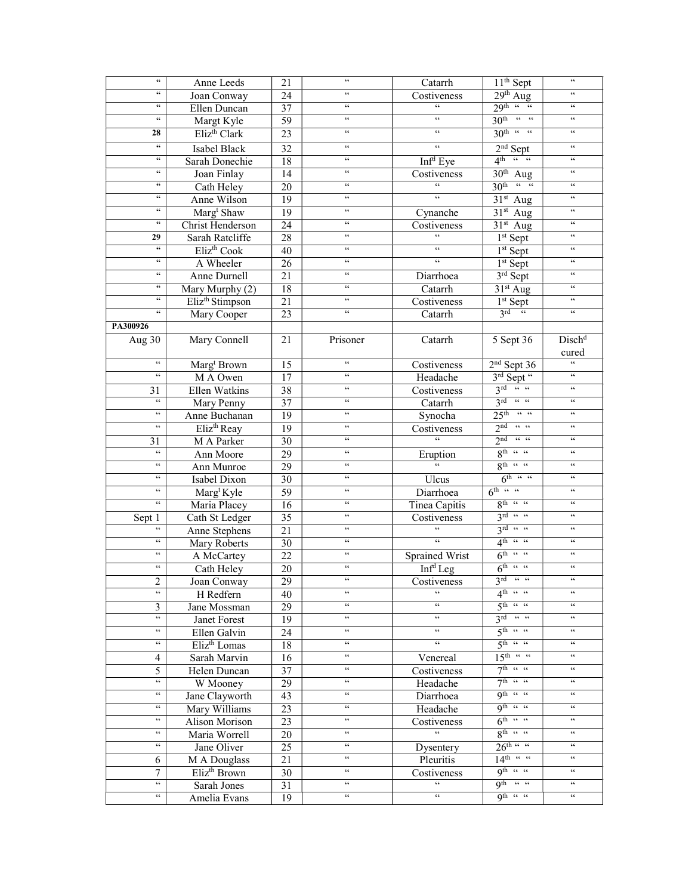| " | Anne Leeds | 21 | " | Catarrh | 11th Sept | " |
|---|---|---|---|---|---|---|
| " | Joan Conway | 24 | " | Costiveness | 29th Aug | " |
| " | Ellen Duncan | 37 | " | " | 29th " " | " |
| " | Margt Kyle | 59 | " | " | 30th " " | " |
| **28** | Elizth Clark | 23 | " | " | 30th " " | " |
| " | Isabel Black | 32 | " | " | 2nd Sept | " |
| " | Sarah Donechie | 18 | " | Infd Eye | 4th " " | " |
| " | Joan Finlay | 14 | " | Costiveness | 30th Aug | " |
| " | Cath Heley | 20 | " | " | 30th " " | " |
| " | Anne Wilson | 19 | " | " | 31st Aug | " |
| " | Margt Shaw | 19 | " | Cynanche | 31st Aug | " |
| " | Christ Henderson | 24 | " | Costiveness | 31st Aug | " |
| **29** | Sarah Ratcliffe | 28 | " | " | 1st Sept | " |
| " | Elizth Cook | 40 | " | " | 1st Sept | " |
| " | A Wheeler | 26 | " | " | 1st Sept | " |
| " | Anne Durnell | 21 | " | Diarrhoea | 3rd Sept | " |
| " | Mary Murphy (2) | 18 | " | Catarrh | 31st Aug | " |
| " | Elizth Stimpson | 21 | " | Costiveness | 1st Sept | " |
| " | Mary Cooper | 23 | " | Catarrh | 3rd " | " |
| **PA300926** | | | | | | |
| Aug 30 | Mary Connell | 21 | Prisoner | Catarrh | 5 Sept 36 | Dischd cured |
| " | Margt Brown | 15 | " | Costiveness | 2nd Sept 36 | " |
| " | M A Owen | 17 | " | Headache | 3rd Sept " | " |
| 31 | Ellen Watkins | 38 | " | Costiveness | 3rd " " | " |
| " | Mary Penny | 37 | " | Catarrh | 3rd " " | " |
| " | Anne Buchanan | 19 | " | Synocha | 25th " " | " |
| " | Elizth Reay | 19 | " | Costiveness | 2nd " " | " |
| 31 | M A Parker | 30 | " | " | 2nd " " | " |
| " | Ann Moore | 29 | " | Eruption | 8th " " | " |
| " | Ann Munroe | 29 | " | " | 8th " " | " |
| " | Isabel Dixon | 30 | " | Ulcus | 6th " " | " |
| " | Margt Kyle | 59 | " | Diarrhoea | 6th " " | " |
| " | Maria Placey | 16 | " | Tinea Capitis | 8th " " | " |
| Sept 1 | Cath St Ledger | 35 | " | Costiveness | 3rd " " | " |
| " | Anne Stephens | 21 | " | " | 3rd " " | " |
| " | Mary Roberts | 30 | " | " | 4th " " | " |
| " | A McCartey | 22 | " | Sprained Wrist | 6th " " | " |
| " | Cath Heley | 20 | " | Infd Leg | 6th " " | " |
| 2 | Joan Conway | 29 | " | Costiveness | 3rd " " | " |
| " | H Redfern | 40 | " | " | 4th " " | " |
| 3 | Jane Mossman | 29 | " | " | 5th " " | " |
| " | Janet Forest | 19 | " | " | 3rd " " | " |
| " | Ellen Galvin | 24 | " | " | 5th " " | " |
| " | Elizth Lomas | 18 | " | " | 5th " " | " |
| 4 | Sarah Marvin | 16 | " | Venereal | 15th " " | " |
| 5 | Helen Duncan | 37 | " | Costiveness | 7th " " | " |
| " | W Mooney | 29 | " | Headache | 7th " " | " |
| " | Jane Clayworth | 43 | " | Diarrhoea | 9th " " | " |
| " | Mary Williams | 23 | " | Headache | 9th " " | " |
| " | Alison Morison | 23 | " | Costiveness | 6th " " | " |
| " | Maria Worrell | 20 | " | " | 8th " " | " |
| " | Jane Oliver | 25 | " | Dysentery | 26th " " | " |
| 6 | M A Douglass | 21 | " | Pleuritis | 14th " " | " |
| 7 | Elizth Brown | 30 | " | Costiveness | 9th " " | " |
| " | Sarah Jones | 31 | " | " | 9th " " | " |
| " | Amelia Evans | 19 | " | " | 9th " " | " |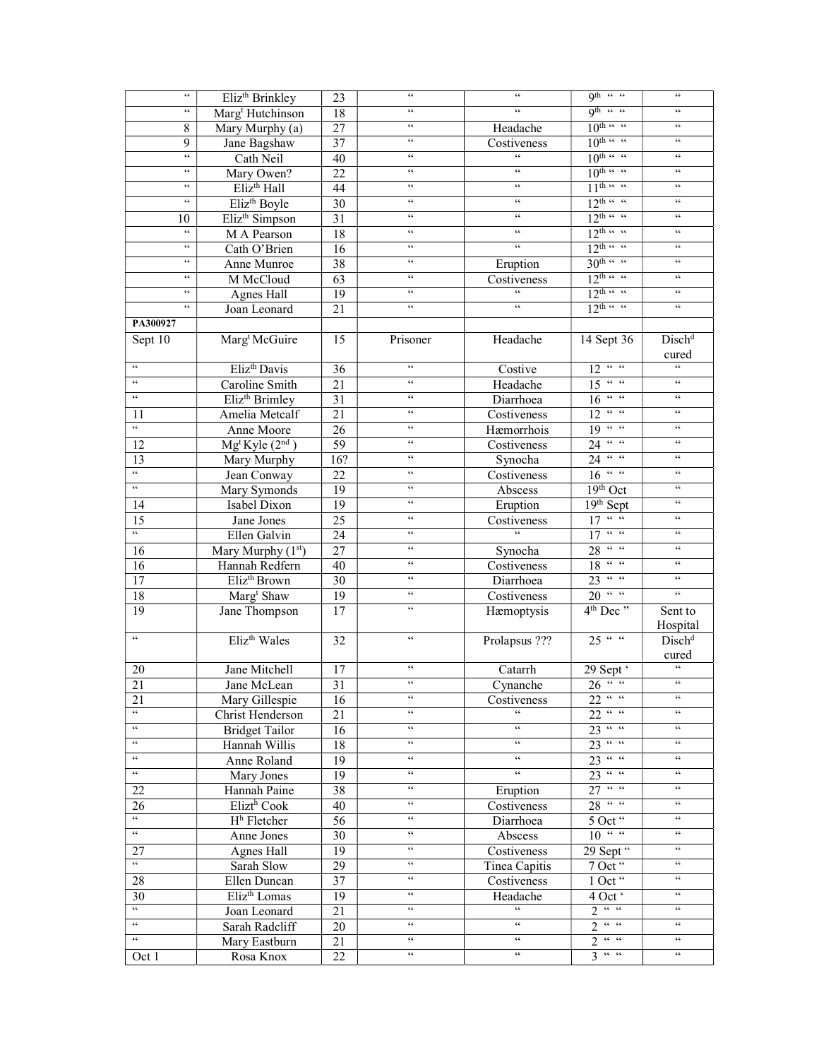| | | | | | | |
|---|---|---|---|---|---|---|
| " | Eliz[th] Brinkley | 23 | " | " | 9[th] " " | " |
| " | Marg[t] Hutchinson | 18 | " | " | 9[th] " " | " |
| 8 | Mary Murphy (a) | 27 | " | Headache | 10[th] " " | " |
| 9 | Jane Bagshaw | 37 | " | Costiveness | 10[th] " " | " |
| " | Cath Neil | 40 | " | " | 10[th] " " | " |
| " | Mary Owen? | 22 | " | " | 10[th] " " | " |
| " | Eliz[th] Hall | 44 | " | " | 11[th] " " | " |
| " | Eliz[th] Boyle | 30 | " | " | 12[th] " " | " |
| 10 | Eliz[th] Simpson | 31 | " | " | 12[th] " " | " |
| " | M A Pearson | 18 | " | " | 12[th] " " | " |
| " | Cath O'Brien | 16 | " | " | 12[th] " " | " |
| " | Anne Munroe | 38 | " | Eruption | 30[th] " " | " |
| " | M McCloud | 63 | " | Costiveness | 12[th] " " | " |
| " | Agnes Hall | 19 | " | " | 12[th] " " | " |
| " | Joan Leonard | 21 | " | " | 12[th] " " | " |
| **PA300927** | | | | | | |
| Sept 10 | Marg[t] McGuire | 15 | Prisoner | Headache | 14 Sept 36 | Disch[d] cured |
| " | Eliz[th] Davis | 36 | " | Costive | 12 " " | " |
| " | Caroline Smith | 21 | " | Headache | 15 " " | " |
| " | Eliz[th] Brimley | 31 | " | Diarrhoea | 16 " " | " |
| 11 | Amelia Metcalf | 21 | " | Costiveness | 12 " " | " |
| " | Anne Moore | 26 | " | Hæmorrhois | 19 " " | " |
| 12 | Mg[t] Kyle (2[nd]) | 59 | " | Costiveness | 24 " " | " |
| 13 | Mary Murphy | 16? | " | Synocha | 24 " " | " |
| " | Jean Conway | 22 | " | Costiveness | 16 " " | " |
| " | Mary Symonds | 19 | " | Abscess | 19[th] Oct | " |
| 14 | Isabel Dixon | 19 | " | Eruption | 19[th] Sept | " |
| 15 | Jane Jones | 25 | " | Costiveness | 17 " " | " |
| " | Ellen Galvin | 24 | " | " | 17 " " | " |
| 16 | Mary Murphy (1[st]) | 27 | " | Synocha | 28 " " | " |
| 16 | Hannah Redfern | 40 | " | Costiveness | 18 " " | " |
| 17 | Eliz[th] Brown | 30 | " | Diarrhoea | 23 " " | " |
| 18 | Marg[t] Shaw | 19 | " | Costiveness | 20 " " | " |
| 19 | Jane Thompson | 17 | " | Hæmoptysis | 4[th] Dec " | Sent to Hospital |
| " | Eliz[th] Wales | 32 | " | Prolapsus ??? | 25 " " | Disch[d] cured |
| 20 | Jane Mitchell | 17 | " | Catarrh | 29 Sept ' | " |
| 21 | Jane McLean | 31 | " | Cynanche | 26 " " | " |
| 21 | Mary Gillespie | 16 | " | Costiveness | 22 " " | " |
| " | Christ Henderson | 21 | " | " | 22 " " | " |
| " | Bridget Tailor | 16 | " | " | 23 " " | " |
| " | Hannah Willis | 18 | " | " | 23 " " | " |
| " | Anne Roland | 19 | " | " | 23 " " | " |
| " | Mary Jones | 19 | " | " | 23 " " | " |
| 22 | Hannah Paine | 38 | " | Eruption | 27 " " | " |
| 26 | Elizt[h] Cook | 40 | " | Costiveness | 28 " " | " |
| " | H[h] Fletcher | 56 | " | Diarrhoea | 5 Oct " | " |
| " | Anne Jones | 30 | " | Abscess | 10 " " | " |
| 27 | Agnes Hall | 19 | " | Costiveness | 29 Sept " | " |
| " | Sarah Slow | 29 | " | Tinea Capitis | 7 Oct " | " |
| 28 | Ellen Duncan | 37 | " | Costiveness | 1 Oct " | " |
| 30 | Eliz[th] Lomas | 19 | " | Headache | 4 Oct ' | " |
| " | Joan Leonard | 21 | " | " | 2 " " | " |
| " | Sarah Radcliff | 20 | " | " | 2 " " | " |
| " | Mary Eastburn | 21 | " | " | 2 " " | " |
| Oct 1 | Rosa Knox | 22 | " | " | 3 " " | " |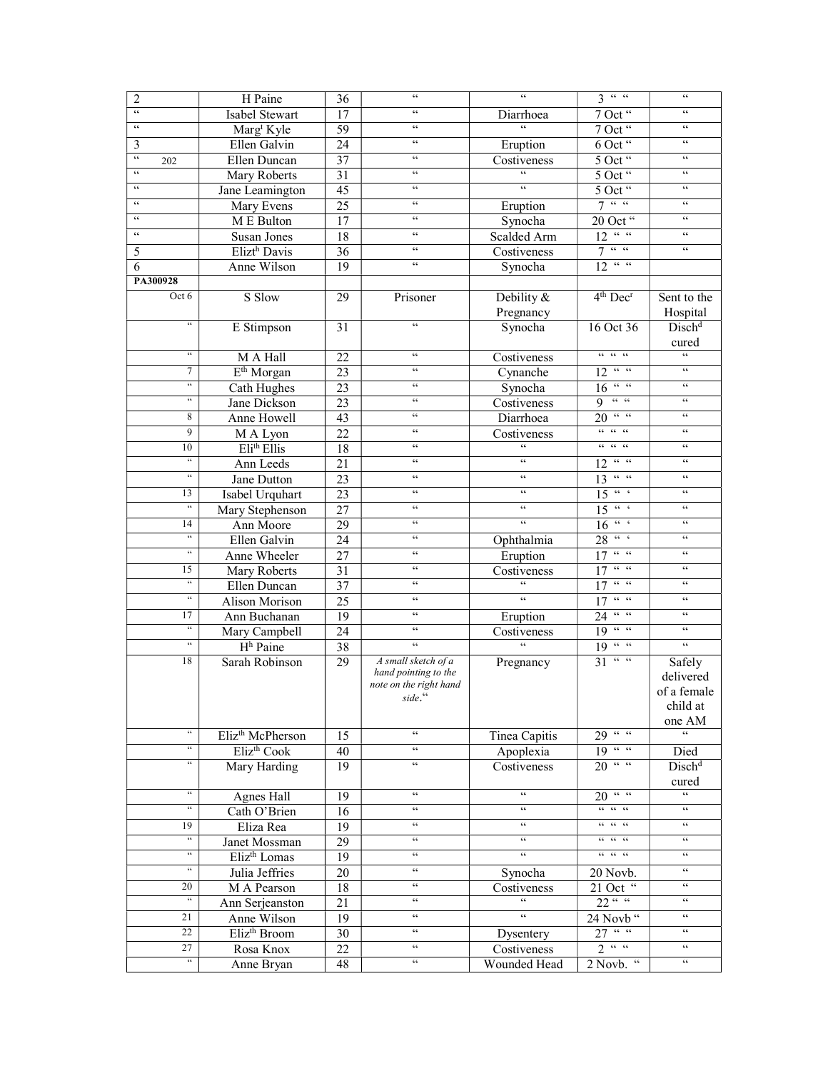| | | | | | | |
|---|---|---|---|---|---|---|
| 2 | H Paine | 36 | " | " | 3 " " | " |
| " | Isabel Stewart | 17 | " | Diarrhoea | 7 Oct " | " |
| " | Marg[t] Kyle | 59 | " | " | 7 Oct " | " |
| 3 | Ellen Galvin | 24 | " | Eruption | 6 Oct " | " |
| " 202 | Ellen Duncan | 37 | " | Costiveness | 5 Oct " | " |
| " | Mary Roberts | 31 | " | " | 5 Oct " | " |
| " | Jane Leamington | 45 | " | " | 5 Oct " | " |
| " | Mary Evens | 25 | " | Eruption | 7 " " | " |
| " | M E Bulton | 17 | " | Synocha | 20 Oct " | " |
| " | Susan Jones | 18 | " | Scalded Arm | 12 " " | " |
| 5 | Eliz[th] Davis | 36 | " | Costiveness | 7 " " | " |
| 6 | Anne Wilson | 19 | " | Synocha | 12 " " | |
| **PA300928** | | | | | | |
| Oct 6 | S Slow | 29 | Prisoner | Debility & Pregnancy | 4[th] Dec[r] | Sent to the Hospital |
| " | E Stimpson | 31 | " | Synocha | 16 Oct 36 | Disch[d] cured |
| " | M A Hall | 22 | " | Costiveness | " " " | " |
| 7 | E[th] Morgan | 23 | " | Cynanche | 12 " " | " |
| " | Cath Hughes | 23 | " | Synocha | 16 " " | " |
| " | Jane Dickson | 23 | " | Costiveness | 9 " " | " |
| 8 | Anne Howell | 43 | " | Diarrhoea | 20 " " | " |
| 9 | M A Lyon | 22 | " | Costiveness | " " " | " |
| 10 | Eli[th] Ellis | 18 | " | " | " " " | " |
| " | Ann Leeds | 21 | " | " | 12 " " | " |
| " | Jane Dutton | 23 | " | " | 13 " " | " |
| 13 | Isabel Urquhart | 23 | " | " | 15 " ' | " |
| " | Mary Stephenson | 27 | " | " | 15 " ' | " |
| 14 | Ann Moore | 29 | " | " | 16 " ' | " |
| " | Ellen Galvin | 24 | " | Ophthalmia | 28 " ' | " |
| " | Anne Wheeler | 27 | " | Eruption | 17 " " | " |
| 15 | Mary Roberts | 31 | " | Costiveness | 17 " " | " |
| " | Ellen Duncan | 37 | " | " | 17 " " | " |
| " | Alison Morison | 25 | " | " | 17 " " | " |
| 17 | Ann Buchanan | 19 | " | Eruption | 24 " " | " |
| " | Mary Campbell | 24 | " | Costiveness | 19 " " | " |
| " | H[h] Paine | 38 | " | " | 19 " " | " |
| 18 | Sarah Robinson | 29 | *A small sketch of a hand pointing to the note on the right hand side.* " | Pregnancy | 31 " " | Safely delivered of a female child at one AM |
| " | Eliz[th] McPherson | 15 | " | Tinea Capitis | 29 " " | " |
| " | Eliz[th] Cook | 40 | " | Apoplexia | 19 " " | Died |
| " | Mary Harding | 19 | " | Costiveness | 20 " " | Disch[d] cured |
| " | Agnes Hall | 19 | " | " | 20 " " | " |
| " | Cath O'Brien | 16 | " | " | " " " | " |
| 19 | Eliza Rea | 19 | " | " | " " " | " |
| " | Janet Mossman | 29 | " | " | " " " | " |
| " | Eliz[th] Lomas | 19 | " | " | " " " | " |
| " | Julia Jeffries | 20 | " | Synocha | 20 Novb. | " |
| 20 | M A Pearson | 18 | " | Costiveness | 21 Oct " | " |
| " | Ann Serjeanston | 21 | " | " | 22 " " | " |
| 21 | Anne Wilson | 19 | " | " | 24 Novb " | " |
| 22 | Eliz[th] Broom | 30 | " | Dysentery | 27 " " | " |
| 27 | Rosa Knox | 22 | " | Costiveness | 2 " " | " |
| " | Anne Bryan | 48 | " | Wounded Head | 2 Novb. " | " |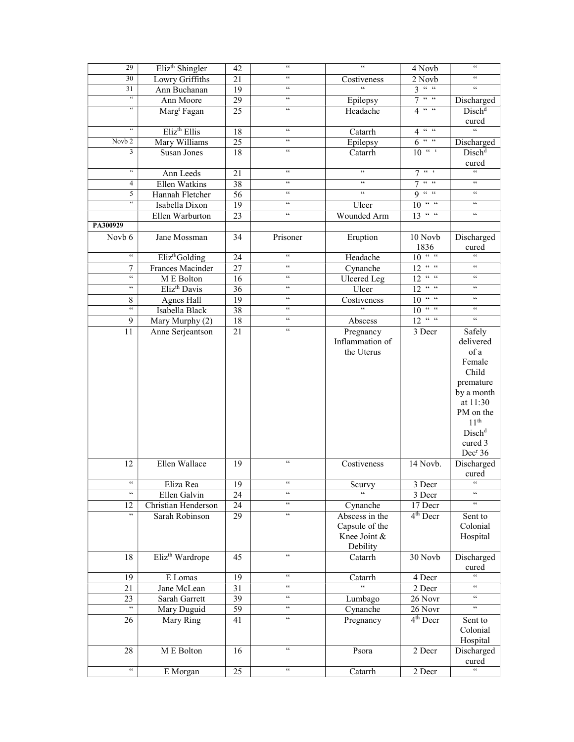| | | | | | | |
|---|---|---|---|---|---|---|
| 29 | Eliz^th Shingler | 42 | " | " | 4 Novb | " |
| 30 | Lowry Griffiths | 21 | " | Costiveness | 2 Novb | " |
| 31 | Ann Buchanan | 19 | " | " | 3 " " | " |
| " | Ann Moore | 29 | " | Epilepsy | 7 " " | Discharged |
| " | Marg^t Fagan | 25 | " | Headache | 4 " " | Disch^d cured |
| " | Eliz^th Ellis | 18 | " | Catarrh | 4 " " | " |
| Novb 2 | Mary Williams | 25 | " | Epilepsy | 6 " " | Discharged |
| 3 | Susan Jones | 18 | " | Catarrh | 10 " ' | Disch^d cured |
| " | Ann Leeds | 21 | " | " | 7 " ' | " |
| 4 | Ellen Watkins | 38 | " | " | 7 " " | " |
| 5 | Hannah Fletcher | 56 | " | " | 9 " " | " |
| " | Isabella Dixon | 19 | " | Ulcer | 10 " " | " |
| | Ellen Warburton | 23 | " | Wounded Arm | 13 " " | " |
| PA300929 | | | | | | |
| Novb 6 | Jane Mossman | 34 | Prisoner | Eruption | 10 Novb 1836 | Discharged cured |
| " | Eliz^th Golding | 24 | " | Headache | 10 " " | " |
| 7 | Frances Macinder | 27 | " | Cynanche | 12 " " | " |
| " | M E Bolton | 16 | " | Ulcered Leg | 12 " " | " |
| " | Eliz^th Davis | 36 | " | Ulcer | 12 " " | " |
| 8 | Agnes Hall | 19 | " | Costiveness | 10 " " | " |
| " | Isabella Black | 38 | " | " | 10 " " | " |
| 9 | Mary Murphy (2) | 18 | " | Abscess | 12 " " | " |
| 11 | Anne Serjeantson | 21 | " | Pregnancy Inflammation of the Uterus | 3 Decr | Safely delivered of a Female Child premature by a month at 11:30 PM on the 11^th Disch^d cured 3 Dec^r 36 |
| 12 | Ellen Wallace | 19 | " | Costiveness | 14 Novb. | Discharged cured |
| " | Eliza Rea | 19 | " | Scurvy | 3 Decr | " |
| " | Ellen Galvin | 24 | " | " | 3 Decr | " |
| 12 | Christian Henderson | 24 | " | Cynanche | 17 Decr | " |
| " | Sarah Robinson | 29 | " | Abscess in the Capsule of the Knee Joint & Debility | 4^th Decr | Sent to Colonial Hospital |
| 18 | Eliz^th Wardrope | 45 | " | Catarrh | 30 Novb | Discharged cured |
| 19 | E Lomas | 19 | " | Catarrh | 4 Decr | " |
| 21 | Jane McLean | 31 | " | " | 2 Decr | " |
| 23 | Sarah Garrett | 39 | " | Lumbago | 26 Novr | " |
| " | Mary Duguid | 59 | " | Cynanche | 26 Novr | " |
| 26 | Mary Ring | 41 | " | Pregnancy | 4^th Decr | Sent to Colonial Hospital |
| 28 | M E Bolton | 16 | " | Psora | 2 Decr | Discharged cured |
| " | E Morgan | 25 | " | Catarrh | 2 Decr | " |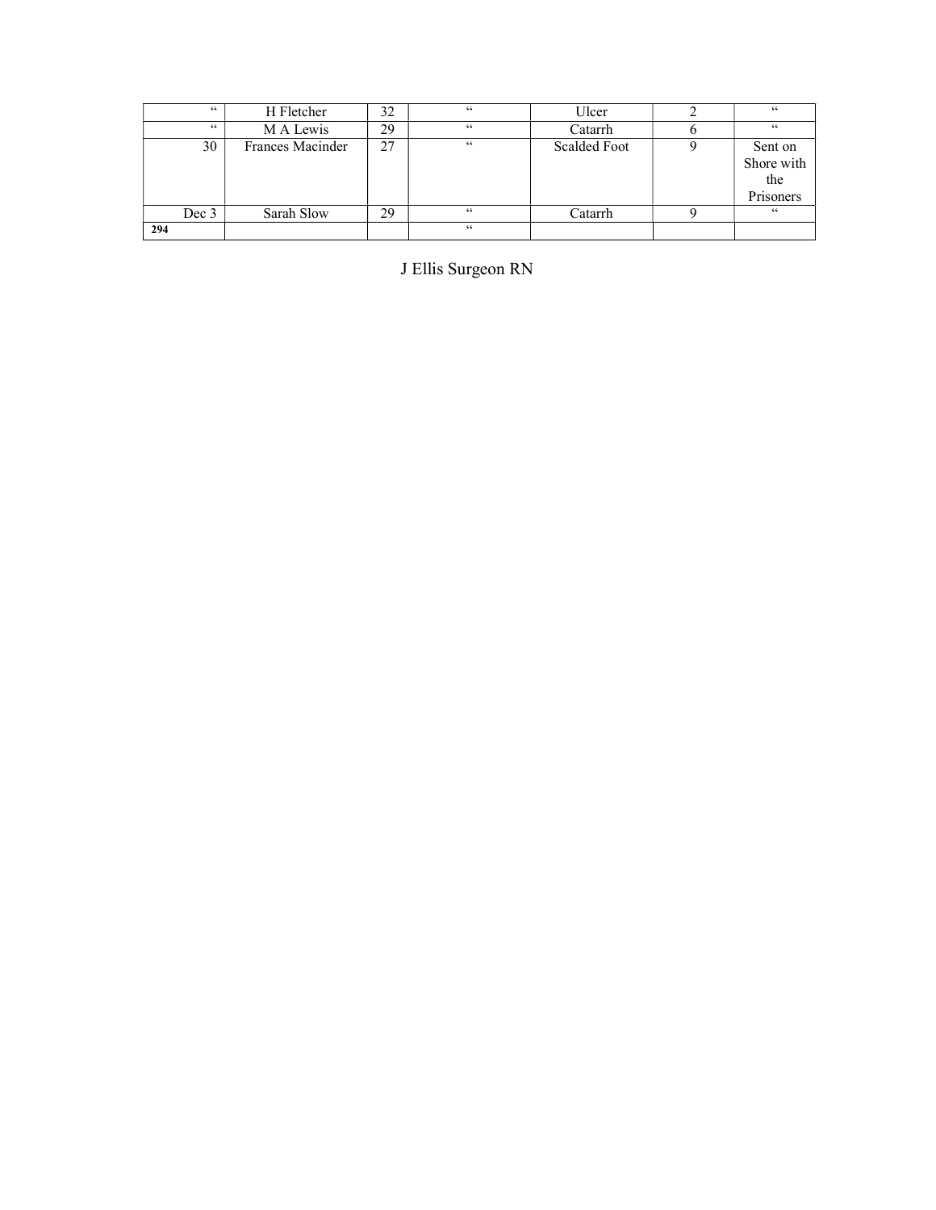| | | | | | | |
|---|---|---|---|---|---|---|
| " | H Fletcher | 32 | " | Ulcer | 2 | " |
| " | M A Lewis | 29 | " | Catarrh | 6 | " |
| 30 | Frances Macinder | 27 | " | Scalded Foot | 9 | Sent on Shore with the Prisoners |
| Dec 3 | Sarah Slow | 29 | " | Catarrh | 9 | " |
| **294** | | | " | | | |

J Ellis Surgeon RN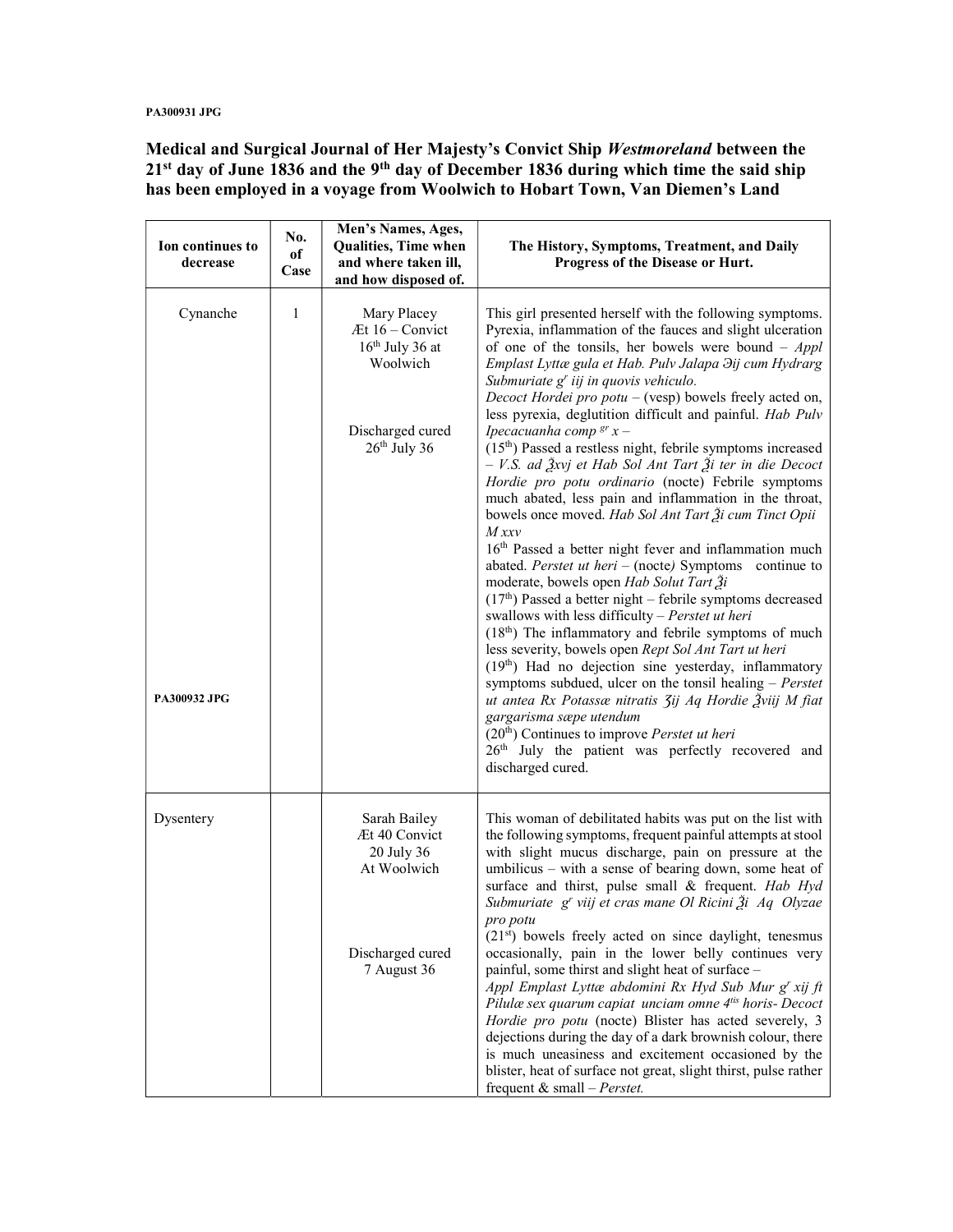PA300931 JPG

**Medical and Surgical Journal of Her Majesty's Convict Ship *Westmoreland* between the 21st day of June 1836 and the 9th day of December 1836 during which time the said ship has been employed in a voyage from Woolwich to Hobart Town, Van Diemen's Land**

| Ion continues to decrease | No. of Case | Men's Names, Ages, Qualities, Time when and where taken ill, and how disposed of. | The History, Symptoms, Treatment, and Daily Progress of the Disease or Hurt. |
|---|---|---|---|
| Cynanche<br><br>PA300932 JPG | 1 | Mary Placey<br>Æt 16 – Convict<br>16th July 36 at Woolwich<br><br>Discharged cured<br>26th July 36 | This girl presented herself with the following symptoms. Pyrexia, inflammation of the fauces and slight ulceration of one of the tonsils, her bowels were bound – *Appl Emplast Lyttæ gula et Hab. Pulv Jalapa ϿiJ cum Hydrarg Submuriate gr iij in quovis vehiculo.*<br>*Decoct Hordei pro potu* – (vesp) bowels freely acted on, less pyrexia, deglutition difficult and painful. *Hab Pulv Ipecacuanha comp gr x* –<br>(15th) Passed a restless night, febrile symptoms increased – *V.S. ad ℥xvj et Hab Sol Ant Tart ℥i ter in die Decoct Hordie pro potu ordinario* (nocte) Febrile symptoms much abated, less pain and inflammation in the throat, bowels once moved. *Hab Sol Ant Tart ℥i cum Tinct Opii M xxv*<br>16th Passed a better night fever and inflammation much abated. *Perstet ut heri* – (nocte) Symptoms continue to moderate, bowels open *Hab Solut Tart ℥i*<br>(17th) Passed a better night – febrile symptoms decreased swallows with less difficulty – *Perstet ut heri*<br>(18th) The inflammatory and febrile symptoms of much less severity, bowels open *Rept Sol Ant Tart ut heri*<br>(19th) Had no dejection sine yesterday, inflammatory symptoms subdued, ulcer on the tonsil healing – *Perstet ut antea Rx Potassæ nitratis ℨij Aq Hordie ℥viij M fiat gargarisma sæpe utendum*<br>(20th) Continues to improve *Perstet ut heri*<br>26th July the patient was perfectly recovered and discharged cured. |
| Dysentery | | Sarah Bailey<br>Æt 40 Convict<br>20 July 36<br>At Woolwich<br><br>Discharged cured<br>7 August 36 | This woman of debilitated habits was put on the list with the following symptoms, frequent painful attempts at stool with slight mucus discharge, pain on pressure at the umbilicus – with a sense of bearing down, some heat of surface and thirst, pulse small & frequent. *Hab Hyd Submuriate gr viij et cras mane Ol Ricini ℥i Aq Olyzae pro potu*<br>(21st) bowels freely acted on since daylight, tenesmus occasionally, pain in the lower belly continues very painful, some thirst and slight heat of surface –<br>*Appl Emplast Lyttæ abdomini Rx Hyd Sub Mur gr xij ft Pilulæ sex quarum capiat unciam omne 4tis horis- Decoct Hordie pro potu* (nocte) Blister has acted severely, 3 dejections during the day of a dark brownish colour, there is much uneasiness and excitement occasioned by the blister, heat of surface not great, slight thirst, pulse rather frequent & small – *Perstet.* |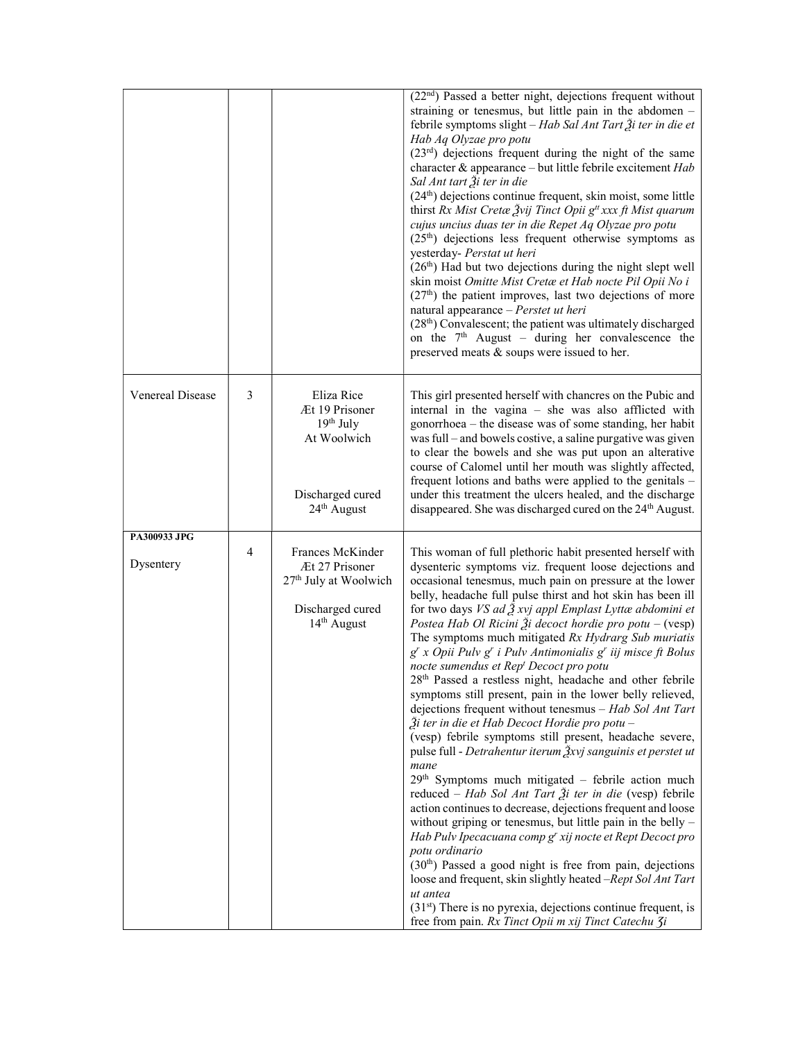| | | | |
|---|---|---|---|
| | | | (22nd) Passed a better night, dejections frequent without straining or tenesmus, but little pain in the abdomen – febrile symptoms slight – *Hab Sal Ant Tart ℥i ter in die et Hab Aq Olyzae pro potu*<br>(23rd) dejections frequent during the night of the same character & appearance – but little febrile excitement *Hab Sal Ant tart ℥i ter in die*<br>(24th) dejections continue frequent, skin moist, some little thirst *Rx Mist Cretæ ℥vij Tinct Opii gtt xxx ft Mist quarum cujus uncius duas ter in die Repet Aq Olyzae pro potu*<br>(25th) dejections less frequent otherwise symptoms as yesterday- *Perstat ut heri*<br>(26th) Had but two dejections during the night slept well skin moist *Omitte Mist Cretæ et Hab nocte Pil Opii No i*<br>(27th) the patient improves, last two dejections of more natural appearance – *Perstet ut heri*<br>(28th) Convalescent; the patient was ultimately discharged on the 7th August – during her convalescence the preserved meats & soups were issued to her. |
| Venereal Disease | 3 | Eliza Rice<br>Æt 19 Prisoner<br>19th July<br>At Woolwich<br><br>Discharged cured<br>24th August | This girl presented herself with chancres on the Pubic and internal in the vagina – she was also afflicted with gonorrhoea – the disease was of some standing, her habit was full – and bowels costive, a saline purgative was given to clear the bowels and she was put upon an alterative course of Calomel until her mouth was slightly affected, frequent lotions and baths were applied to the genitals – under this treatment the ulcers healed, and the discharge disappeared. She was discharged cured on the 24th August. |
| **PA300933 JPG**<br><br>Dysentery | 4 | Frances McKinder<br>Æt 27 Prisoner<br>27th July at Woolwich<br><br>Discharged cured<br>14th August | This woman of full plethoric habit presented herself with dysenteric symptoms viz. frequent loose dejections and occasional tenesmus, much pain on pressure at the lower belly, headache full pulse thirst and hot skin has been ill for two days *VS ad ℥ xvj appl Emplast Lyttæ abdomini et Postea Hab Ol Ricini ℥i decoct hordie pro potu* – (vesp) The symptoms much mitigated *Rx Hydrarg Sub muriatis gr x Opii Pulv gr i Pulv Antimonialis gr iij misce ft Bolus nocte sumendus et Rept Decoct pro potu*<br>28th Passed a restless night, headache and other febrile symptoms still present, pain in the lower belly relieved, dejections frequent without tenesmus – *Hab Sol Ant Tart ℥i ter in die et Hab Decoct Hordie pro potu* –<br>(vesp) febrile symptoms still present, headache severe, pulse full - *Detrahentur iterum ℥xvj sanguinis et perstet ut mane*<br>29th Symptoms much mitigated – febrile action much reduced – *Hab Sol Ant Tart ℥i ter in die* (vesp) febrile action continues to decrease, dejections frequent and loose without griping or tenesmus, but little pain in the belly – *Hab Pulv Ipecacuana comp gr xij nocte et Rept Decoct pro potu ordinario*<br>(30th) Passed a good night is free from pain, dejections loose and frequent, skin slightly heated –*Rept Sol Ant Tart ut antea*<br>(31st) There is no pyrexia, dejections continue frequent, is free from pain. *Rx Tinct Opii m xij Tinct Catechu ʒi* |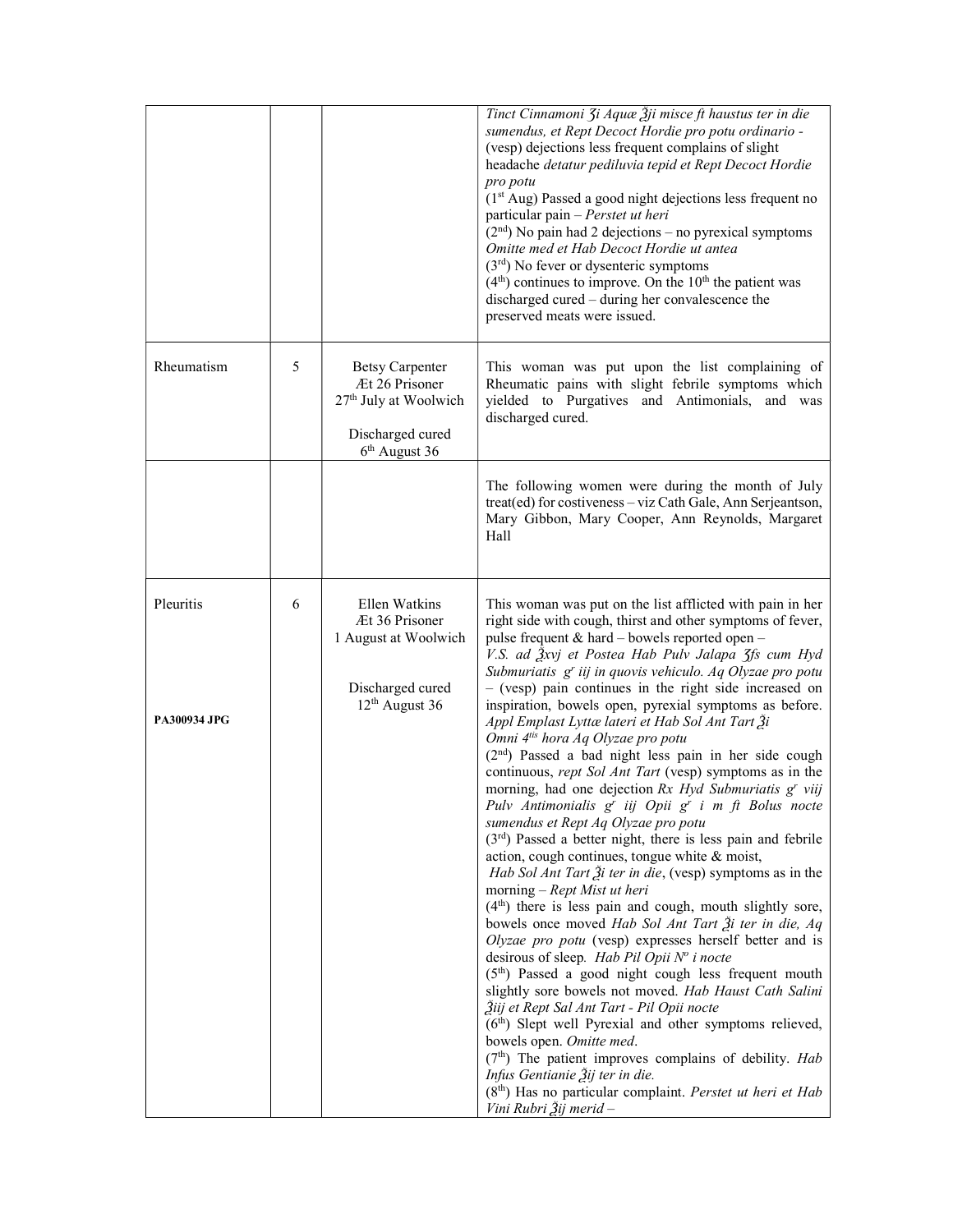| | | | |
|---|---|---|---|
| | | | *Tinct Cinnamoni ʒi Aquæ ℥ji misce ft haustus ter in die sumendus, et Rept Decoct Hordie pro potu ordinario* - (vesp) dejections less frequent complains of slight headache *detatur pediluvia tepid et Rept Decoct Hordie pro potu*<br>(1st Aug) Passed a good night dejections less frequent no particular pain – *Perstet ut heri*<br>(2nd) No pain had 2 dejections – no pyrexical symptoms *Omitte med et Hab Decoct Hordie ut antea*<br>(3rd) No fever or dysenteric symptoms<br>(4th) continues to improve. On the 10th the patient was discharged cured – during her convalescence the preserved meats were issued. |
| Rheumatism | 5 | Betsy Carpenter<br>Æt 26 Prisoner<br>27th July at Woolwich<br><br>Discharged cured<br>6th August 36 | This woman was put upon the list complaining of Rheumatic pains with slight febrile symptoms which yielded to Purgatives and Antimonials, and was discharged cured. |
| | | | The following women were during the month of July treat(ed) for costiveness – viz Cath Gale, Ann Serjeantson, Mary Gibbon, Mary Cooper, Ann Reynolds, Margaret Hall |
| Pleuritis<br><br><br><br>**PA300934 JPG** | 6 | Ellen Watkins<br>Æt 36 Prisoner<br>1 August at Woolwich<br><br>Discharged cured<br>12th August 36 | This woman was put on the list afflicted with pain in her right side with cough, thirst and other symptoms of fever, pulse frequent & hard – bowels reported open –<br>*V.S. ad ℥xvj et Postea Hab Pulv Jalapa ʒfs cum Hyd Submuriatis gr iij in quovis vehiculo. Aq Olyzae pro potu* – (vesp) pain continues in the right side increased on inspiration, bowels open, pyrexial symptoms as before. *Appl Emplast Lyttæ lateri et Hab Sol Ant Tart ℥i Omni 4tis hora Aq Olyzae pro potu*<br>(2nd) Passed a bad night less pain in her side cough continuous, *rept Sol Ant Tart* (vesp) symptoms as in the morning, had one dejection *Rx Hyd Submuriatis gr viij Pulv Antimonialis gr iij Opii gr i m ft Bolus nocte sumendus et Rept Aq Olyzae pro potu*<br>(3rd) Passed a better night, there is less pain and febrile action, cough continues, tongue white & moist, *Hab Sol Ant Tart ℥i ter in die*, (vesp) symptoms as in the morning – *Rept Mist ut heri*<br>(4th) there is less pain and cough, mouth slightly sore, bowels once moved *Hab Sol Ant Tart ℥i ter in die, Aq Olyzae pro potu* (vesp) expresses herself better and is desirous of sleep. *Hab Pil Opii No i nocte*<br>(5th) Passed a good night cough less frequent mouth slightly sore bowels not moved. *Hab Haust Cath Salini ℥iij et Rept Sal Ant Tart - Pil Opii nocte*<br>(6th) Slept well Pyrexial and other symptoms relieved, bowels open. *Omitte med*.<br>(7th) The patient improves complains of debility. *Hab Infus Gentianie ℥ij ter in die.*<br>(8th) Has no particular complaint. *Perstet ut heri et Hab Vini Rubri ℥ij merid* – |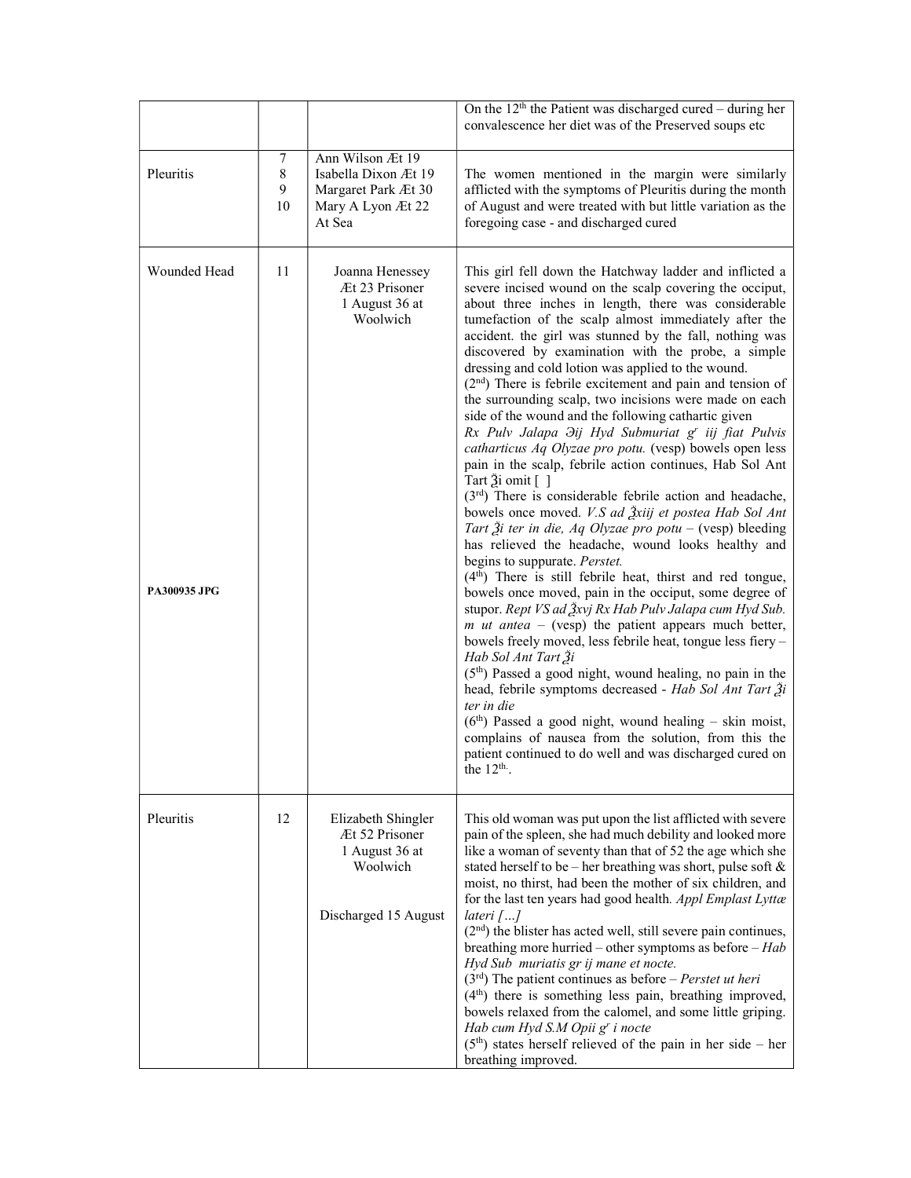| | | | |
|---|---|---|---|
| | | | On the 12th the Patient was discharged cured – during her convalescence her diet was of the Preserved soups etc |
| Pleuritis | 7<br>8<br>9<br>10 | Ann Wilson Æt 19<br>Isabella Dixon Æt 19<br>Margaret Park Æt 30<br>Mary A Lyon Æt 22<br>At Sea | The women mentioned in the margin were similarly afflicted with the symptoms of Pleuritis during the month of August and were treated with but little variation as the foregoing case - and discharged cured |
| Wounded Head<br><br>**PA300935 JPG** | 11 | Joanna Henessey<br>Æt 23 Prisoner<br>1 August 36 at<br>Woolwich | This girl fell down the Hatchway ladder and inflicted a severe incised wound on the scalp covering the occiput, about three inches in length, there was considerable tumefaction of the scalp almost immediately after the accident. the girl was stunned by the fall, nothing was discovered by examination with the probe, a simple dressing and cold lotion was applied to the wound.<br>(2nd) There is febrile excitement and pain and tension of the surrounding scalp, two incisions were made on each side of the wound and the following cathartic given<br>*Rx Pulv Jalapa ℈ij Hyd Submuriat gr iij fiat Pulvis catharticus Aq Olyzae pro potu.* (vesp) bowels open less pain in the scalp, febrile action continues, Hab Sol Ant Tart ℥i omit [ ]<br>(3rd) There is considerable febrile action and headache, bowels once moved. *V.S ad ℥xiij et postea Hab Sol Ant Tart ℥i ter in die, Aq Olyzae pro potu* – (vesp) bleeding has relieved the headache, wound looks healthy and begins to suppurate. *Perstet.*<br>(4th) There is still febrile heat, thirst and red tongue, bowels once moved, pain in the occiput, some degree of stupor. *Rept VS ad ℥xvj Rx Hab Pulv Jalapa cum Hyd Sub. m ut antea* – (vesp) the patient appears much better, bowels freely moved, less febrile heat, tongue less fiery – *Hab Sol Ant Tart ℥i*<br>(5th) Passed a good night, wound healing, no pain in the head, febrile symptoms decreased - *Hab Sol Ant Tart ℥i ter in die*<br>(6th) Passed a good night, wound healing – skin moist, complains of nausea from the solution, from this the patient continued to do well and was discharged cured on the 12th. |
| Pleuritis | 12 | Elizabeth Shingler<br>Æt 52 Prisoner<br>1 August 36 at<br>Woolwich<br><br>Discharged 15 August | This old woman was put upon the list afflicted with severe pain of the spleen, she had much debility and looked more like a woman of seventy than that of 52 the age which she stated herself to be – her breathing was short, pulse soft & moist, no thirst, had been the mother of six children, and for the last ten years had good health. *Appl Emplast Lyttæ lateri […]*<br>(2nd) the blister has acted well, still severe pain continues, breathing more hurried – other symptoms as before – *Hab Hyd Sub muriatis gr ij mane et nocte.*<br>(3rd) The patient continues as before – *Perstet ut heri*<br>(4th) there is something less pain, breathing improved, bowels relaxed from the calomel, and some little griping. *Hab cum Hyd S.M Opii gr i nocte*<br>(5th) states herself relieved of the pain in her side – her breathing improved. |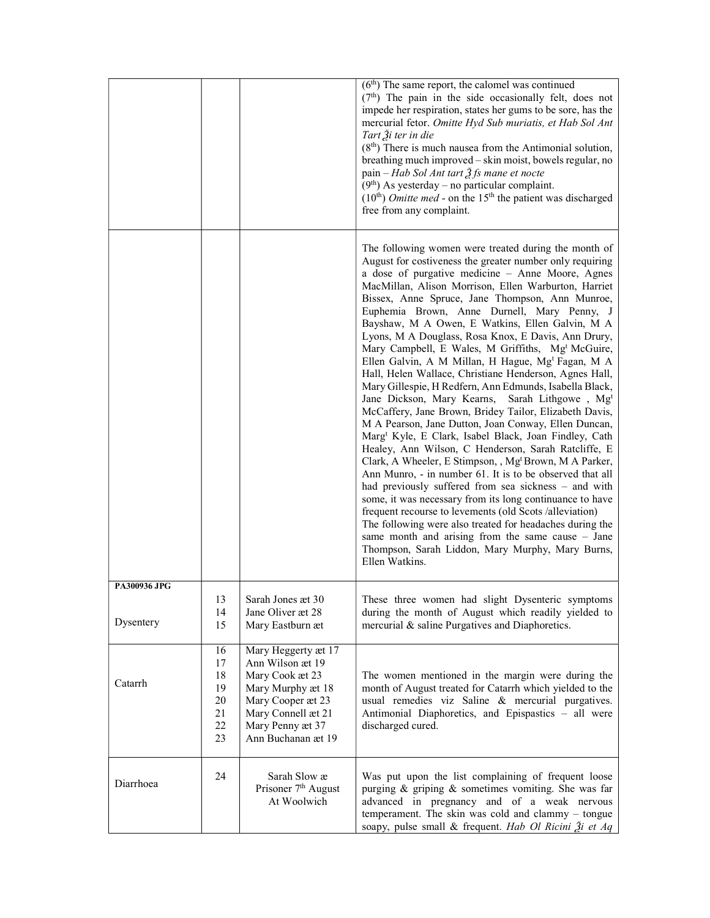| | | | |
|---|---|---|---|
| | | | (6[th]) The same report, the calomel was continued<br>(7[th]) The pain in the side occasionally felt, does not impede her respiration, states her gums to be sore, has the mercurial fetor. *Omitte Hyd Sub muriatis, et Hab Sol Ant Tart ℥i ter in die*<br>(8[th]) There is much nausea from the Antimonial solution, breathing much improved – skin moist, bowels regular, no pain – *Hab Sol Ant tart ℥ fs mane et nocte*<br>(9[th]) As yesterday – no particular complaint.<br>(10[th]) *Omitte med* - on the 15[th] the patient was discharged free from any complaint. |
| | | | The following women were treated during the month of August for costiveness the greater number only requiring a dose of purgative medicine – Anne Moore, Agnes MacMillan, Alison Morrison, Ellen Warburton, Harriet Bissex, Anne Spruce, Jane Thompson, Ann Munroe, Euphemia Brown, Anne Durnell, Mary Penny, J Bayshaw, M A Owen, E Watkins, Ellen Galvin, M A Lyons, M A Douglass, Rosa Knox, E Davis, Ann Drury, Mary Campbell, E Wales, M Griffiths, Mg[t] McGuire, Ellen Galvin, A M Millan, H Hague, Mg[t] Fagan, M A Hall, Helen Wallace, Christiane Henderson, Agnes Hall, Mary Gillespie, H Redfern, Ann Edmunds, Isabella Black, Jane Dickson, Mary Kearns, Sarah Lithgowe , Mg[t] McCaffery, Jane Brown, Bridey Tailor, Elizabeth Davis, M A Pearson, Jane Dutton, Joan Conway, Ellen Duncan, Marg[t] Kyle, E Clark, Isabel Black, Joan Findley, Cath Healey, Ann Wilson, C Henderson, Sarah Ratcliffe, E Clark, A Wheeler, E Stimpson, , Mg[t] Brown, M A Parker, Ann Munro, - in number 61. It is to be observed that all had previously suffered from sea sickness – and with some, it was necessary from its long continuance to have frequent recourse to levements (old Scots /alleviation)<br>The following were also treated for headaches during the same month and arising from the same cause – Jane Thompson, Sarah Liddon, Mary Murphy, Mary Burns, Ellen Watkins. |
| **PA300936 JPG**<br><br>Dysentery | 13<br>14<br>15 | Sarah Jones æt 30<br>Jane Oliver æt 28<br>Mary Eastburn æt | These three women had slight Dysenteric symptoms during the month of August which readily yielded to mercurial & saline Purgatives and Diaphoretics. |
| Catarrh | 16<br>17<br>18<br>19<br>20<br>21<br>22<br>23 | Mary Heggerty æt 17<br>Ann Wilson æt 19<br>Mary Cook æt 23<br>Mary Murphy æt 18<br>Mary Cooper æt 23<br>Mary Connell æt 21<br>Mary Penny æt 37<br>Ann Buchanan æt 19 | The women mentioned in the margin were during the month of August treated for Catarrh which yielded to the usual remedies viz Saline & mercurial purgatives. Antimonial Diaphoretics, and Epispastics – all were discharged cured. |
| Diarrhoea | 24 | Sarah Slow æ<br>Prisoner 7[th] August<br>At Woolwich | Was put upon the list complaining of frequent loose purging & griping & sometimes vomiting. She was far advanced in pregnancy and of a weak nervous temperament. The skin was cold and clammy – tongue soapy, pulse small & frequent. *Hab Ol Ricini ℥i et Aq* |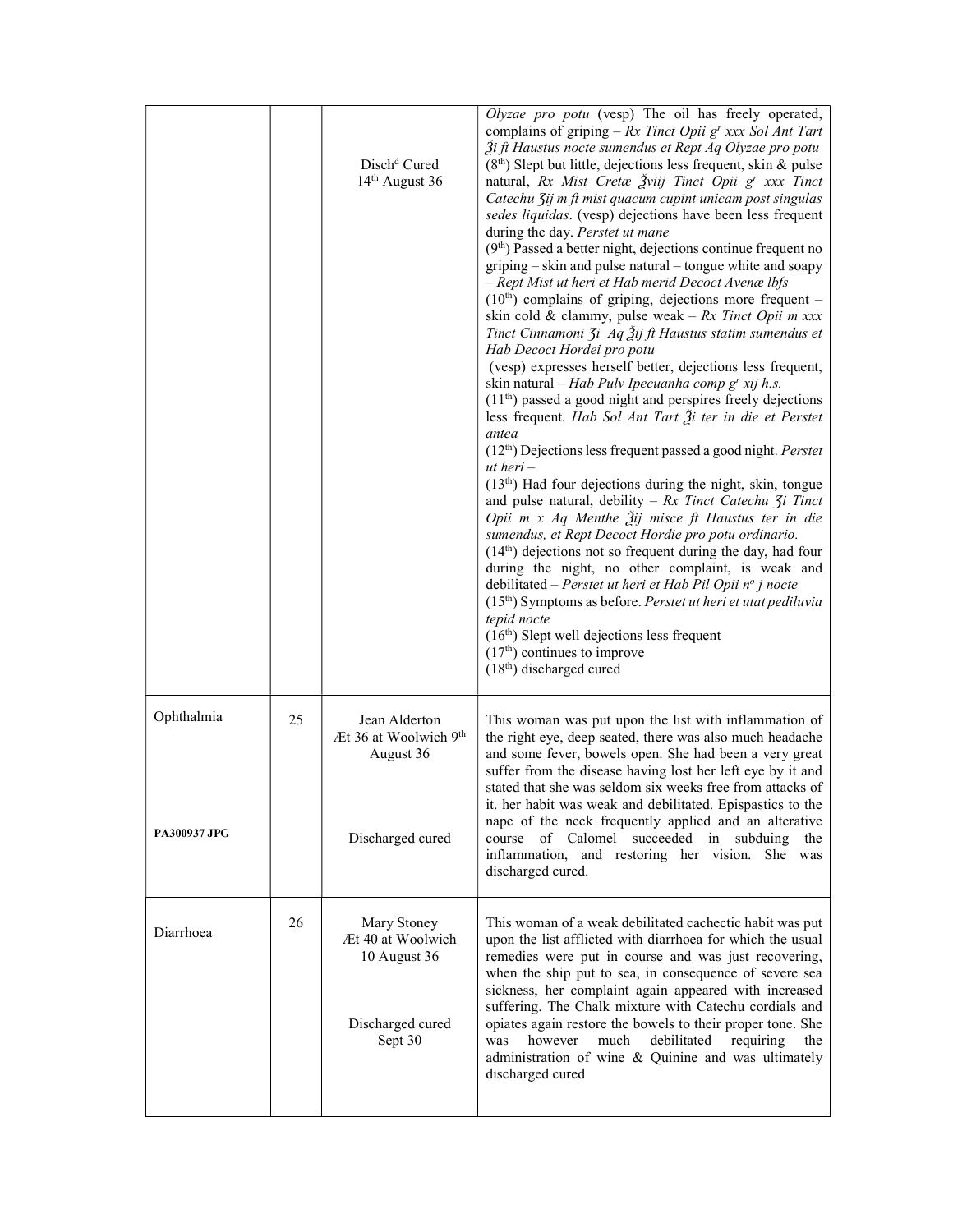| | | | |
|---|---|---|---|
| | | Disch[d] Cured 14[th] August 36 | *Olyzae pro potu* (vesp) The oil has freely operated, complains of griping – *Rx Tinct Opii g[r] xxx Sol Ant Tart ℥i ft Haustus nocte sumendus et Rept Aq Olyzae pro potu* (8[th]) Slept but little, dejections less frequent, skin & pulse natural, *Rx Mist Cretæ ℥viij Tinct Opii g[r] xxx Tinct Catechu ʒij m ft mist quacum cupint unicam post singulas sedes liquidas*. (vesp) dejections have been less frequent during the day. *Perstet ut mane* (9[th]) Passed a better night, dejections continue frequent no griping – skin and pulse natural – tongue white and soapy – *Rept Mist ut heri et Hab merid Decoct Avenæ lbfs* (10[th]) complains of griping, dejections more frequent – skin cold & clammy, pulse weak – *Rx Tinct Opii m xxx Tinct Cinnamoni ʒi Aq ℥ij ft Haustus statim sumendus et Hab Decoct Hordei pro potu* (vesp) expresses herself better, dejections less frequent, skin natural – *Hab Pulv Ipecuanha comp g[r] xij h.s.* (11[th]) passed a good night and perspires freely dejections less frequent. *Hab Sol Ant Tart ℥i ter in die et Perstet antea* (12[th]) Dejections less frequent passed a good night. *Perstet ut heri* – (13[th]) Had four dejections during the night, skin, tongue and pulse natural, debility – *Rx Tinct Catechu ʒi Tinct Opii m x Aq Menthe ℥ij misce ft Haustus ter in die sumendus, et Rept Decoct Hordie pro potu ordinario.* (14[th]) dejections not so frequent during the day, had four during the night, no other complaint, is weak and debilitated – *Perstet ut heri et Hab Pil Opii n[o] j nocte* (15[th]) Symptoms as before. *Perstet ut heri et utat pediluvia tepid nocte* (16[th]) Slept well dejections less frequent (17[th]) continues to improve (18[th]) discharged cured |
| Ophthalmia<br><br>**PA300937 JPG** | 25 | Jean Alderton Æt 36 at Woolwich 9[th] August 36<br><br>Discharged cured | This woman was put upon the list with inflammation of the right eye, deep seated, there was also much headache and some fever, bowels open. She had been a very great suffer from the disease having lost her left eye by it and stated that she was seldom six weeks free from attacks of it. her habit was weak and debilitated. Epispastics to the nape of the neck frequently applied and an alterative course of Calomel succeeded in subduing the inflammation, and restoring her vision. She was discharged cured. |
| Diarrhoea | 26 | Mary Stoney Æt 40 at Woolwich 10 August 36<br><br>Discharged cured Sept 30 | This woman of a weak debilitated cachectic habit was put upon the list afflicted with diarrhoea for which the usual remedies were put in course and was just recovering, when the ship put to sea, in consequence of severe sea sickness, her complaint again appeared with increased suffering. The Chalk mixture with Catechu cordials and opiates again restore the bowels to their proper tone. She was however much debilitated requiring the administration of wine & Quinine and was ultimately discharged cured |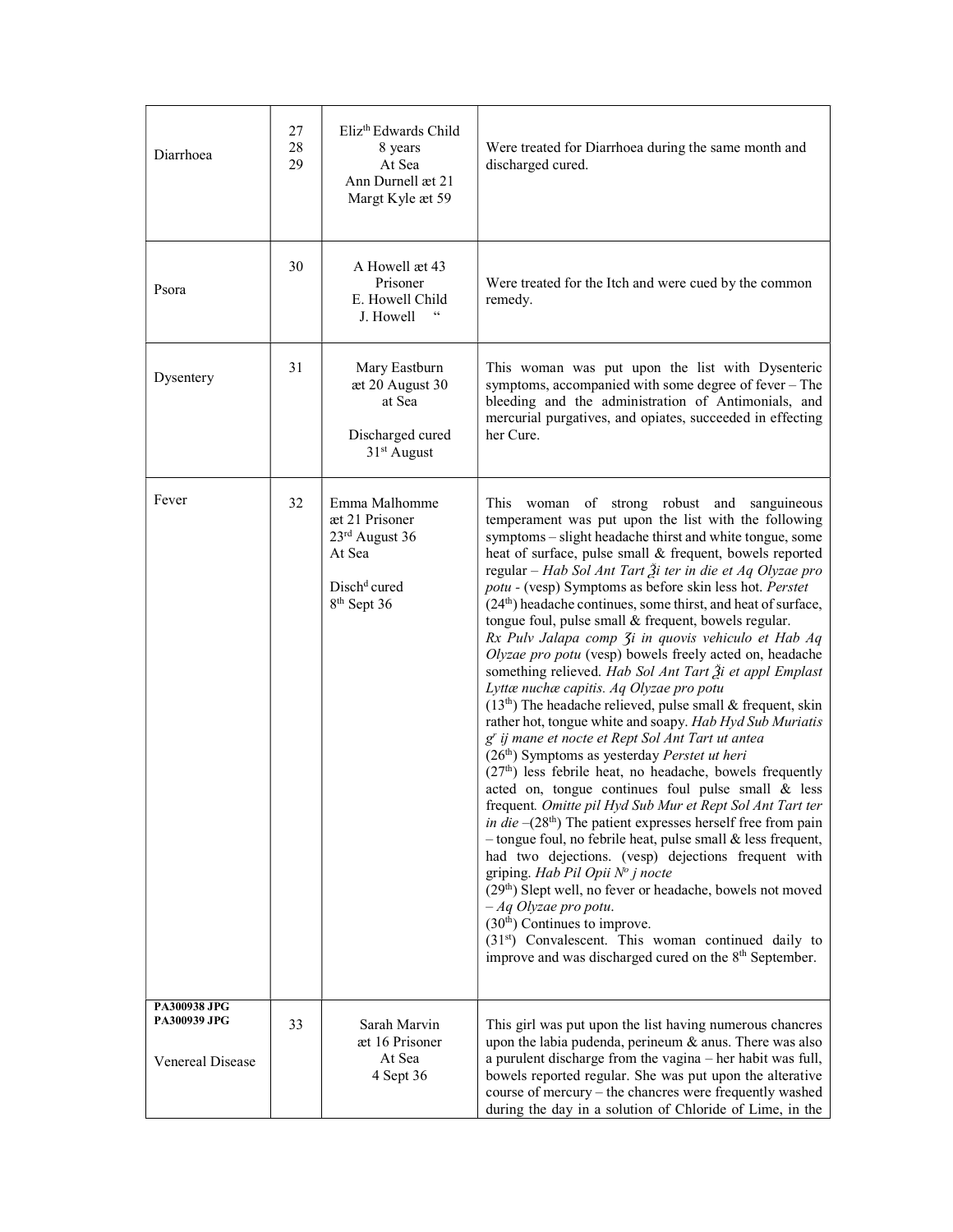| | | | |
|---|---|---|---|
| Diarrhoea | 27<br>28<br>29 | Eliz[th] Edwards Child<br>8 years<br>At Sea<br>Ann Durnell æt 21<br>Margt Kyle æt 59 | Were treated for Diarrhoea during the same month and discharged cured. |
| Psora | 30 | A Howell æt 43<br>Prisoner<br>E. Howell Child<br>J. Howell " | Were treated for the Itch and were cued by the common remedy. |
| Dysentery | 31 | Mary Eastburn<br>æt 20 August 30<br>at Sea<br><br>Discharged cured<br>31[st] August | This woman was put upon the list with Dysenteric symptoms, accompanied with some degree of fever – The bleeding and the administration of Antimonials, and mercurial purgatives, and opiates, succeeded in effecting her Cure. |
| Fever | 32 | Emma Malhomme<br>æt 21 Prisoner<br>23[rd] August 36<br>At Sea<br><br>Disch[d] cured<br>8[th] Sept 36 | This woman of strong robust and sanguineous temperament was put upon the list with the following symptoms – slight headache thirst and white tongue, some heat of surface, pulse small & frequent, bowels reported regular – *Hab Sol Ant Tart ℥i ter in die et Aq Olyzae pro potu* - (vesp) Symptoms as before skin less hot. *Perstet* (24[th]) headache continues, some thirst, and heat of surface, tongue foul, pulse small & frequent, bowels regular. *Rx Pulv Jalapa comp ʒi in quovis vehiculo et Hab Aq Olyzae pro potu* (vesp) bowels freely acted on, headache something relieved. *Hab Sol Ant Tart ℥i et appl Emplast Lyttæ nuchæ capitis. Aq Olyzae pro potu* (13[th]) The headache relieved, pulse small & frequent, skin rather hot, tongue white and soapy. *Hab Hyd Sub Muriatis g[r] ij mane et nocte et Rept Sol Ant Tart ut antea* (26[th]) Symptoms as yesterday *Perstet ut heri* (27[th]) less febrile heat, no headache, bowels frequently acted on, tongue continues foul pulse small & less frequent. *Omitte pil Hyd Sub Mur et Rept Sol Ant Tart ter in die* –(28[th]) The patient expresses herself free from pain – tongue foul, no febrile heat, pulse small & less frequent, had two dejections. (vesp) dejections frequent with griping. *Hab Pil Opii N[o] j nocte* (29[th]) Slept well, no fever or headache, bowels not moved – *Aq Olyzae pro potu*. (30[th]) Continues to improve. (31[st]) Convalescent. This woman continued daily to improve and was discharged cured on the 8[th] September. |
| **PA300938 JPG**<br>**PA300939 JPG**<br><br>Venereal Disease | 33 | Sarah Marvin<br>æt 16 Prisoner<br>At Sea<br>4 Sept 36 | This girl was put upon the list having numerous chancres upon the labia pudenda, perineum & anus. There was also a purulent discharge from the vagina – her habit was full, bowels reported regular. She was put upon the alterative course of mercury – the chancres were frequently washed during the day in a solution of Chloride of Lime, in the |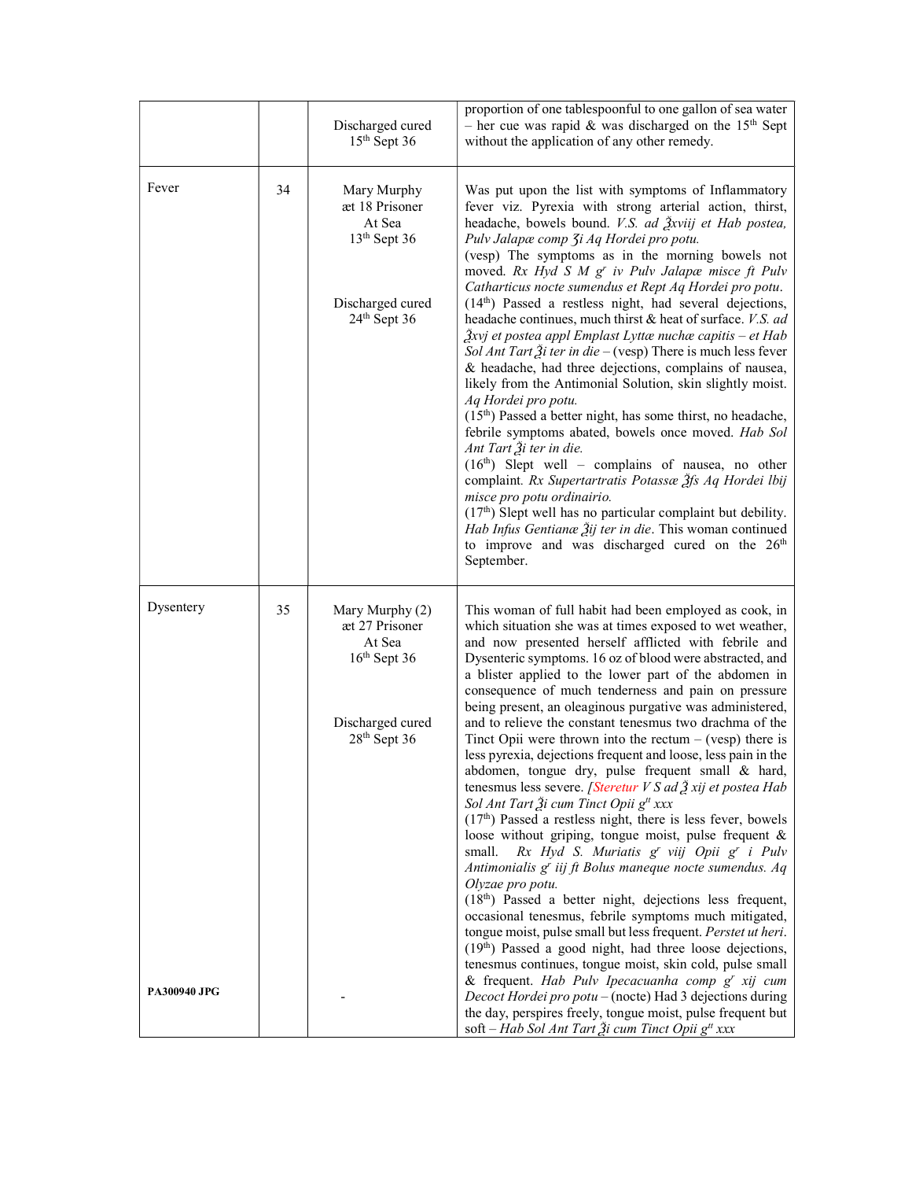| | | | |
|---|---|---|---|
| | | Discharged cured 15th Sept 36 | proportion of one tablespoonful to one gallon of sea water – her cue was rapid & was discharged on the 15th Sept without the application of any other remedy. |
| Fever | 34 | Mary Murphy æt 18 Prisoner At Sea 13th Sept 36<br><br>Discharged cured 24th Sept 36 | Was put upon the list with symptoms of Inflammatory fever viz. Pyrexia with strong arterial action, thirst, headache, bowels bound. *V.S. ad ℥xviij et Hab postea, Pulv Jalapæ comp ʒi Aq Hordei pro potu.*<br>(vesp) The symptoms as in the morning bowels not moved. *Rx Hyd S M gr iv Pulv Jalapæ misce ft Pulv Catharticus nocte sumendus et Rept Aq Hordei pro potu*.<br>(14th) Passed a restless night, had several dejections, headache continues, much thirst & heat of surface. *V.S. ad ℥xvj et postea appl Emplast Lyttæ nuchæ capitis – et Hab Sol Ant Tart ℥i ter in die* – (vesp) There is much less fever & headache, had three dejections, complains of nausea, likely from the Antimonial Solution, skin slightly moist. *Aq Hordei pro potu.*<br>(15th) Passed a better night, has some thirst, no headache, febrile symptoms abated, bowels once moved. *Hab Sol Ant Tart ℥i ter in die.*<br>(16th) Slept well – complains of nausea, no other complaint*. Rx Supertartratis Potassæ ℥fs Aq Hordei lbij misce pro potu ordinairio.*<br>(17th) Slept well has no particular complaint but debility. *Hab Infus Gentianæ ℥ij ter in die*. This woman continued to improve and was discharged cured on the 26th September. |
| Dysentery | 35 | Mary Murphy (2) æt 27 Prisoner At Sea 16th Sept 36<br><br>Discharged cured 28th Sept 36 | This woman of full habit had been employed as cook, in which situation she was at times exposed to wet weather, and now presented herself afflicted with febrile and Dysenteric symptoms. 16 oz of blood were abstracted, and a blister applied to the lower part of the abdomen in consequence of much tenderness and pain on pressure being present, an oleaginous purgative was administered, and to relieve the constant tenesmus two drachma of the Tinct Opii were thrown into the rectum – (vesp) there is less pyrexia, dejections frequent and loose, less pain in the abdomen, tongue dry, pulse frequent small & hard, tenesmus less severe. *[Steretur V S ad ℥ xij et postea Hab Sol Ant Tart ℥i cum Tinct Opii gtt xxx*<br>(17th) Passed a restless night, there is less fever, bowels loose without griping, tongue moist, pulse frequent & small. *Rx Hyd S. Muriatis gr viij Opii gr i Pulv Antimonialis gr iij ft Bolus maneque nocte sumendus. Aq Olyzae pro potu.*<br>(18th) Passed a better night, dejections less frequent, occasional tenesmus, febrile symptoms much mitigated, tongue moist, pulse small but less frequent. *Perstet ut heri*.<br>(19th) Passed a good night, had three loose dejections, tenesmus continues, tongue moist, skin cold, pulse small & frequent. *Hab Pulv Ipecacuanha comp gr xij cum Decoct Hordei pro potu* – (nocte) Had 3 dejections during the day, perspires freely, tongue moist, pulse frequent but soft – *Hab Sol Ant Tart ℥i cum Tinct Opii gtt xxx* |
| **PA300940 JPG** | | - | |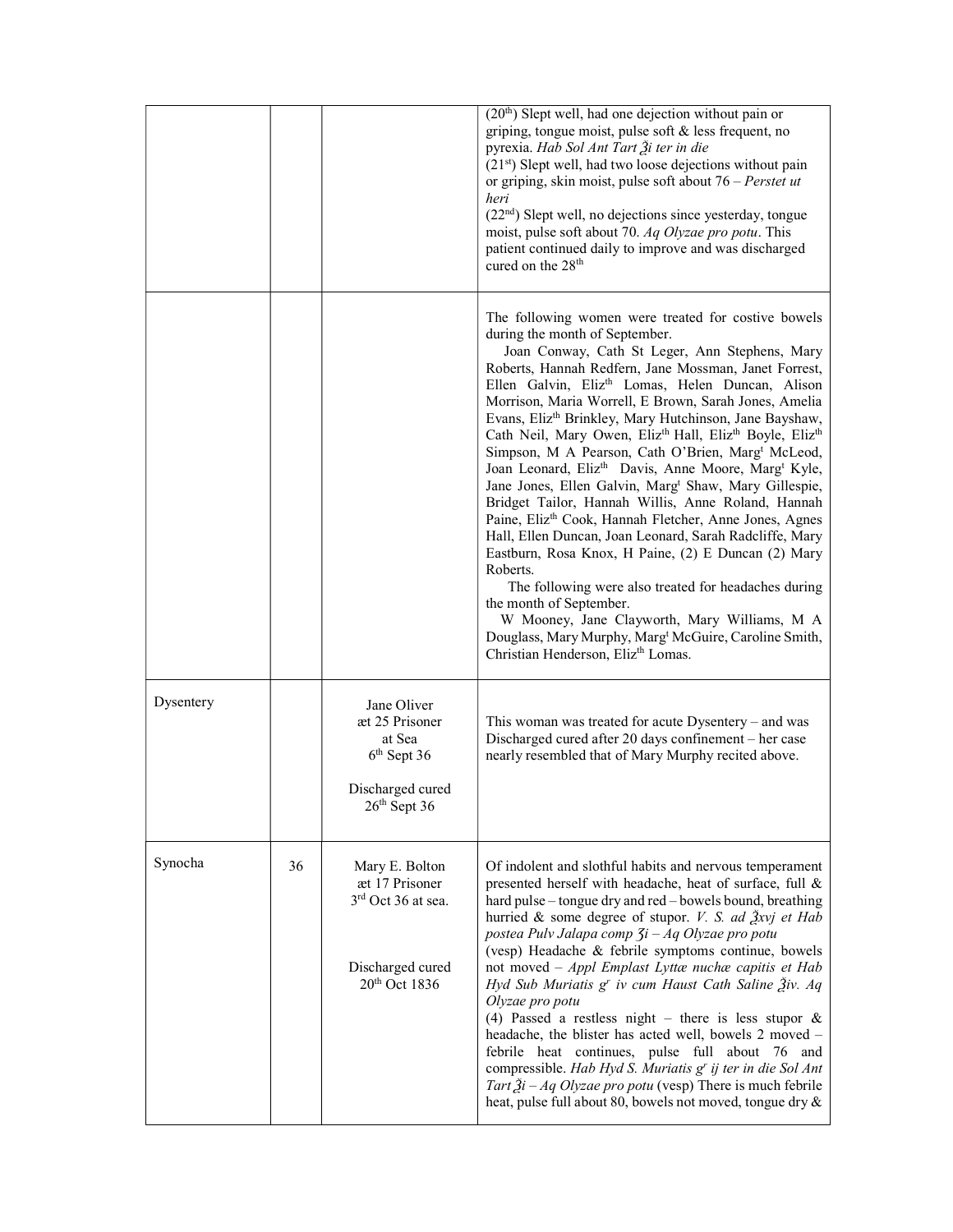| | | | |
|---|---|---|---|
| | | | (20[th]) Slept well, had one dejection without pain or griping, tongue moist, pulse soft & less frequent, no pyrexia. *Hab Sol Ant Tart ℥i ter in die*<br>(21[st]) Slept well, had two loose dejections without pain or griping, skin moist, pulse soft about 76 – *Perstet ut heri*<br>(22[nd]) Slept well, no dejections since yesterday, tongue moist, pulse soft about 70. *Aq Olyzae pro potu*. This patient continued daily to improve and was discharged cured on the 28[th] |
| | | | The following women were treated for costive bowels during the month of September.<br>Joan Conway, Cath St Leger, Ann Stephens, Mary Roberts, Hannah Redfern, Jane Mossman, Janet Forrest, Ellen Galvin, Eliz[th] Lomas, Helen Duncan, Alison Morrison, Maria Worrell, E Brown, Sarah Jones, Amelia Evans, Eliz[th] Brinkley, Mary Hutchinson, Jane Bayshaw, Cath Neil, Mary Owen, Eliz[th] Hall, Eliz[th] Boyle, Eliz[th] Simpson, M A Pearson, Cath O'Brien, Marg[t] McLeod, Joan Leonard, Eliz[th] Davis, Anne Moore, Marg[t] Kyle, Jane Jones, Ellen Galvin, Marg[t] Shaw, Mary Gillespie, Bridget Tailor, Hannah Willis, Anne Roland, Hannah Paine, Eliz[th] Cook, Hannah Fletcher, Anne Jones, Agnes Hall, Ellen Duncan, Joan Leonard, Sarah Radcliffe, Mary Eastburn, Rosa Knox, H Paine, (2) E Duncan (2) Mary Roberts.<br>The following were also treated for headaches during the month of September.<br>W Mooney, Jane Clayworth, Mary Williams, M A Douglass, Mary Murphy, Marg[t] McGuire, Caroline Smith, Christian Henderson, Eliz[th] Lomas. |
| Dysentery | | Jane Oliver<br>æt 25 Prisoner<br>at Sea<br>6[th] Sept 36<br><br>Discharged cured<br>26[th] Sept 36 | This woman was treated for acute Dysentery – and was Discharged cured after 20 days confinement – her case nearly resembled that of Mary Murphy recited above. |
| Synocha | 36 | Mary E. Bolton<br>æt 17 Prisoner<br>3[rd] Oct 36 at sea.<br><br>Discharged cured<br>20[th] Oct 1836 | Of indolent and slothful habits and nervous temperament presented herself with headache, heat of surface, full & hard pulse – tongue dry and red – bowels bound, breathing hurried & some degree of stupor. *V. S. ad ℥xvj et Hab postea Pulv Jalapa comp ʒi – Aq Olyzae pro potu*<br>(vesp) Headache & febrile symptoms continue, bowels not moved – *Appl Emplast Lyttæ nuchæ capitis et Hab Hyd Sub Muriatis g[r] iv cum Haust Cath Saline ℥iv. Aq Olyzae pro potu*<br>(4) Passed a restless night – there is less stupor & headache, the blister has acted well, bowels 2 moved – febrile heat continues, pulse full about 76 and compressible. *Hab Hyd S. Muriatis g[r] ij ter in die Sol Ant Tart ℥i – Aq Olyzae pro potu* (vesp) There is much febrile heat, pulse full about 80, bowels not moved, tongue dry & |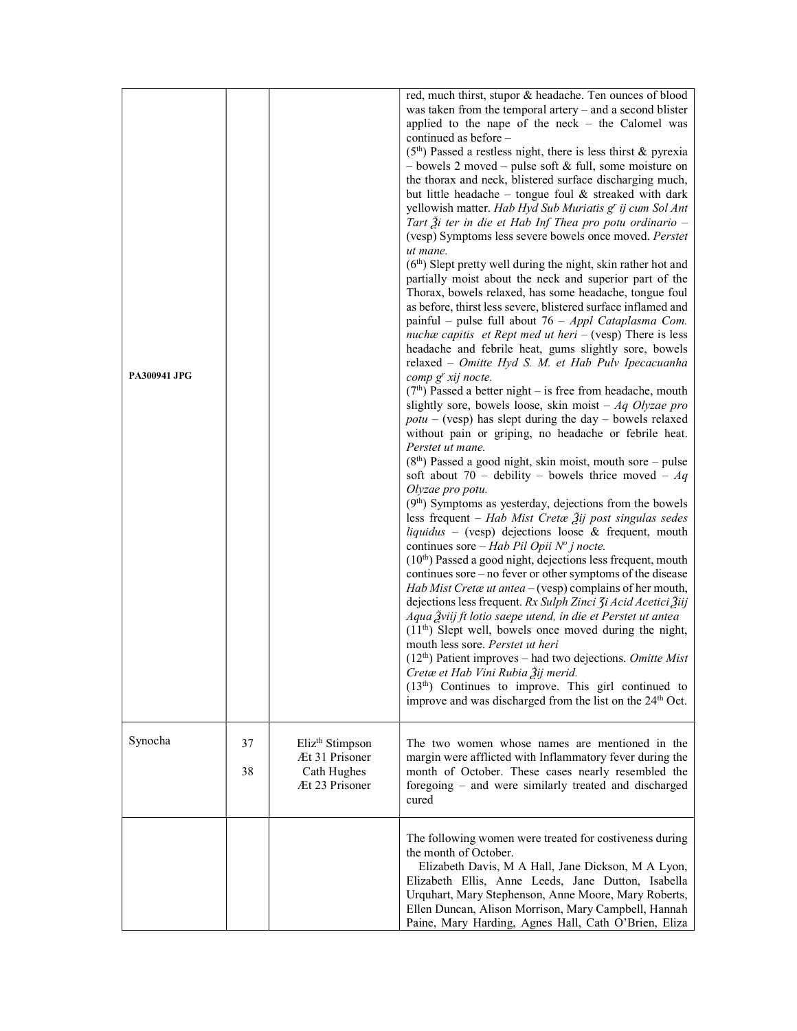| | | | |
|---|---|---|---|
| PA300941 JPG | | | red, much thirst, stupor & headache. Ten ounces of blood was taken from the temporal artery – and a second blister applied to the nape of the neck – the Calomel was continued as before – (5th) Passed a restless night, there is less thirst & pyrexia – bowels 2 moved – pulse soft & full, some moisture on the thorax and neck, blistered surface discharging much, but little headache – tongue foul & streaked with dark yellowish matter. *Hab Hyd Sub Muriatis gr ij cum Sol Ant Tart ℥i ter in die et Hab Inf Thea pro potu ordinario* – (vesp) Symptoms less severe bowels once moved. *Perstet ut mane.* (6th) Slept pretty well during the night, skin rather hot and partially moist about the neck and superior part of the Thorax, bowels relaxed, has some headache, tongue foul as before, thirst less severe, blistered surface inflamed and painful – pulse full about 76 – *Appl Cataplasma Com. nuchæ capitis et Rept med ut heri* – (vesp) There is less headache and febrile heat, gums slightly sore, bowels relaxed – *Omitte Hyd S. M. et Hab Pulv Ipecacuanha comp gr xij nocte.* (7th) Passed a better night – is free from headache, mouth slightly sore, bowels loose, skin moist – *Aq Olyzae pro potu* – (vesp) has slept during the day – bowels relaxed without pain or griping, no headache or febrile heat. *Perstet ut mane.* (8th) Passed a good night, skin moist, mouth sore – pulse soft about 70 – debility – bowels thrice moved – *Aq Olyzae pro potu.* (9th) Symptoms as yesterday, dejections from the bowels less frequent – *Hab Mist Cretæ ℥ij post singulas sedes liquidus* – (vesp) dejections loose & frequent, mouth continues sore – *Hab Pil Opii No j nocte.* (10th) Passed a good night, dejections less frequent, mouth continues sore – no fever or other symptoms of the disease *Hab Mist Cretæ ut antea* – (vesp) complains of her mouth, dejections less frequent. *Rx Sulph Zinci ʒi Acid Acetici ℥iij Aqua ℥viij ft lotio saepe utend, in die et Perstet ut antea* (11th) Slept well, bowels once moved during the night, mouth less sore. *Perstet ut heri* (12th) Patient improves – had two dejections. *Omitte Mist Cretæ et Hab Vini Rubia ℥ij merid.* (13th) Continues to improve. This girl continued to improve and was discharged from the list on the 24th Oct. |
| Synocha | 37<br>38 | Elizth Stimpson Æt 31 Prisoner<br>Cath Hughes Æt 23 Prisoner | The two women whose names are mentioned in the margin were afflicted with Inflammatory fever during the month of October. These cases nearly resembled the foregoing – and were similarly treated and discharged cured |
| | | | The following women were treated for costiveness during the month of October. Elizabeth Davis, M A Hall, Jane Dickson, M A Lyon, Elizabeth Ellis, Anne Leeds, Jane Dutton, Isabella Urquhart, Mary Stephenson, Anne Moore, Mary Roberts, Ellen Duncan, Alison Morrison, Mary Campbell, Hannah Paine, Mary Harding, Agnes Hall, Cath O'Brien, Eliza |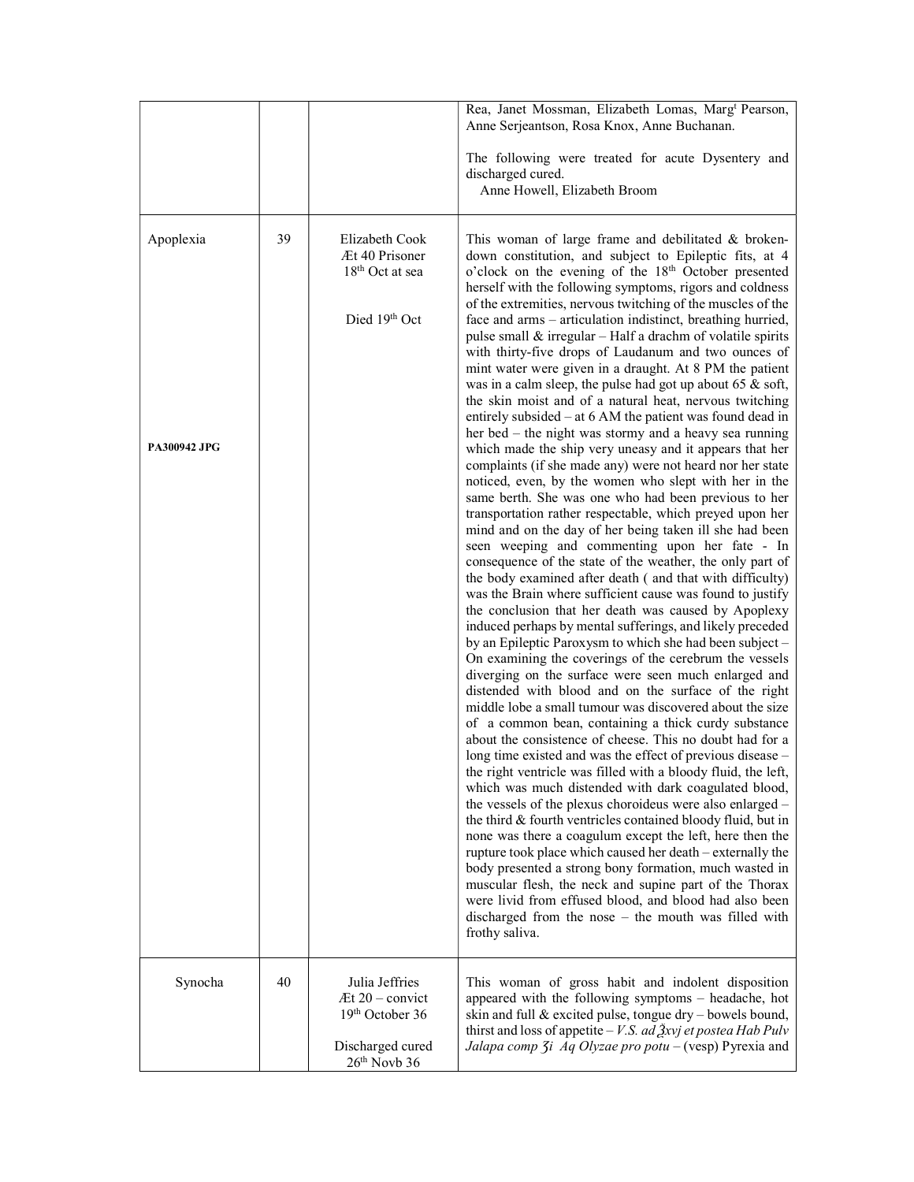| | | | |
|---|---|---|---|
| | | | Rea, Janet Mossman, Elizabeth Lomas, Marg[t] Pearson, Anne Serjeantson, Rosa Knox, Anne Buchanan.<br><br>The following were treated for acute Dysentery and discharged cured.<br>Anne Howell, Elizabeth Broom |
| Apoplexia<br><br>**PA300942 JPG** | 39 | Elizabeth Cook<br>Æt 40 Prisoner<br>18[th] Oct at sea<br><br>Died 19[th] Oct | This woman of large frame and debilitated & broken-down constitution, and subject to Epileptic fits, at 4 o'clock on the evening of the 18[th] October presented herself with the following symptoms, rigors and coldness of the extremities, nervous twitching of the muscles of the face and arms – articulation indistinct, breathing hurried, pulse small & irregular – Half a drachm of volatile spirits with thirty-five drops of Laudanum and two ounces of mint water were given in a draught. At 8 PM the patient was in a calm sleep, the pulse had got up about 65 & soft, the skin moist and of a natural heat, nervous twitching entirely subsided – at 6 AM the patient was found dead in her bed – the night was stormy and a heavy sea running which made the ship very uneasy and it appears that her complaints (if she made any) were not heard nor her state noticed, even, by the women who slept with her in the same berth. She was one who had been previous to her transportation rather respectable, which preyed upon her mind and on the day of her being taken ill she had been seen weeping and commenting upon her fate - In consequence of the state of the weather, the only part of the body examined after death ( and that with difficulty) was the Brain where sufficient cause was found to justify the conclusion that her death was caused by Apoplexy induced perhaps by mental sufferings, and likely preceded by an Epileptic Paroxysm to which she had been subject – On examining the coverings of the cerebrum the vessels diverging on the surface were seen much enlarged and distended with blood and on the surface of the right middle lobe a small tumour was discovered about the size of a common bean, containing a thick curdy substance about the consistence of cheese. This no doubt had for a long time existed and was the effect of previous disease – the right ventricle was filled with a bloody fluid, the left, which was much distended with dark coagulated blood, the vessels of the plexus choroideus were also enlarged – the third & fourth ventricles contained bloody fluid, but in none was there a coagulum except the left, here then the rupture took place which caused her death – externally the body presented a strong bony formation, much wasted in muscular flesh, the neck and supine part of the Thorax were livid from effused blood, and blood had also been discharged from the nose – the mouth was filled with frothy saliva. |
| Synocha | 40 | Julia Jeffries<br>Æt 20 – convict<br>19[th] October 36<br><br>Discharged cured<br>26[th] Novb 36 | This woman of gross habit and indolent disposition appeared with the following symptoms – headache, hot skin and full & excited pulse, tongue dry – bowels bound, thirst and loss of appetite – *V.S. ad ℥xvj et postea Hab Pulv Jalapa comp ʒi Aq Olyzae pro potu* – (vesp) Pyrexia and |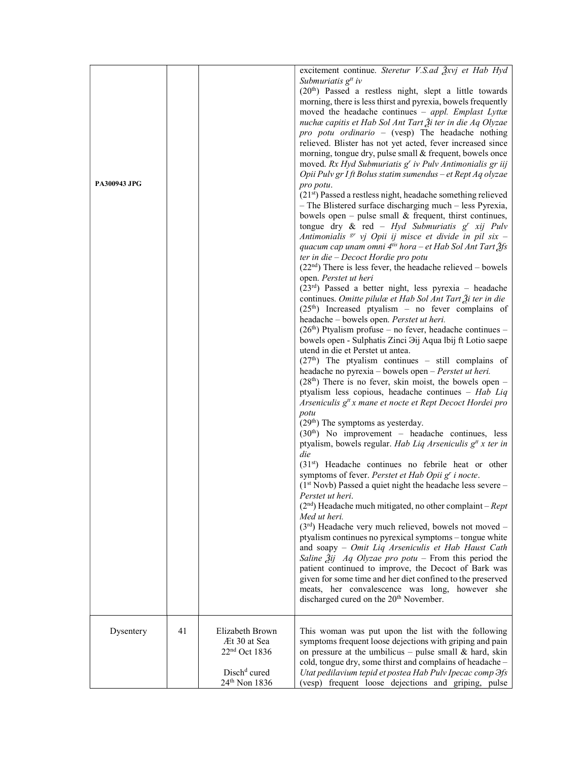| | | | |
|---|---|---|---|
| PA300943 JPG | | | excitement continue. *Steretur V.S.ad ℥xvj et Hab Hyd Submuriatis gtt iv*<br>(20th) Passed a restless night, slept a little towards morning, there is less thirst and pyrexia, bowels frequently moved the headache continues – *appl. Emplast Lyttæ nuchæ capitis et Hab Sol Ant Tart ℥i ter in die Aq Olyzae pro potu ordinario* – (vesp) The headache nothing relieved. Blister has not yet acted, fever increased since morning, tongue dry, pulse small & frequent, bowels once moved. *Rx Hyd Submuriatis gr iv Pulv Antimonialis gr iij Opii Pulv gr I ft Bolus statim sumendus – et Rept Aq olyzae pro potu*.<br>(21st) Passed a restless night, headache something relieved – The Blistered surface discharging much – less Pyrexia, bowels open – pulse small & frequent, thirst continues, tongue dry & red – *Hyd Submuriatis gr xij Pulv Antimonialis gr vj Opii ij misce et divide in pil six – quacum cap unam omni 4tis hora – et Hab Sol Ant Tart ℥fs ter in die – Decoct Hordie pro potu*<br>(22nd) There is less fever, the headache relieved – bowels open. *Perstet ut heri*<br>(23rd) Passed a better night, less pyrexia – headache continues. *Omitte pilulæ et Hab Sol Ant Tart ℥i ter in die*<br>(25th) Increased ptyalism – no fever complains of headache – bowels open. *Perstet ut heri.*<br>(26th) Ptyalism profuse – no fever, headache continues – bowels open - Sulphatis Zinci ℈ij Aqua lbij ft Lotio saepe utend in die et Perstet ut antea.<br>(27th) The ptyalism continues – still complains of headache no pyrexia – bowels open – *Perstet ut heri.*<br>(28th) There is no fever, skin moist, the bowels open – ptyalism less copious, headache continues – *Hab Liq Arseniculis gtt x mane et nocte et Rept Decoct Hordei pro potu*<br>(29th) The symptoms as yesterday.<br>(30th) No improvement – headache continues, less ptyalism, bowels regular. *Hab Liq Arseniculis gtt x ter in die*<br>(31st) Headache continues no febrile heat or other symptoms of fever. *Perstet et Hab Opii gr i nocte*.<br>(1st Novb) Passed a quiet night the headache less severe – *Perstet ut heri*.<br>(2nd) Headache much mitigated, no other complaint – *Rept Med ut heri.*<br>(3rd) Headache very much relieved, bowels not moved – ptyalism continues no pyrexical symptoms – tongue white and soapy – *Omit Liq Arseniculis et Hab Haust Cath Saline ℥ij Aq Olyzae pro potu* – From this period the patient continued to improve, the Decoct of Bark was given for some time and her diet confined to the preserved meats, her convalescence was long, however she discharged cured on the 20th November. |
| Dysentery | 41 | Elizabeth Brown<br>Æt 30 at Sea<br>22nd Oct 1836<br><br>Dischd cured<br>24th Non 1836 | This woman was put upon the list with the following symptoms frequent loose dejections with griping and pain on pressure at the umbilicus – pulse small & hard, skin cold, tongue dry, some thirst and complains of headache – *Utat pedilavium tepid et postea Hab Pulv Ipecac comp ℈fs* (vesp) frequent loose dejections and griping, pulse |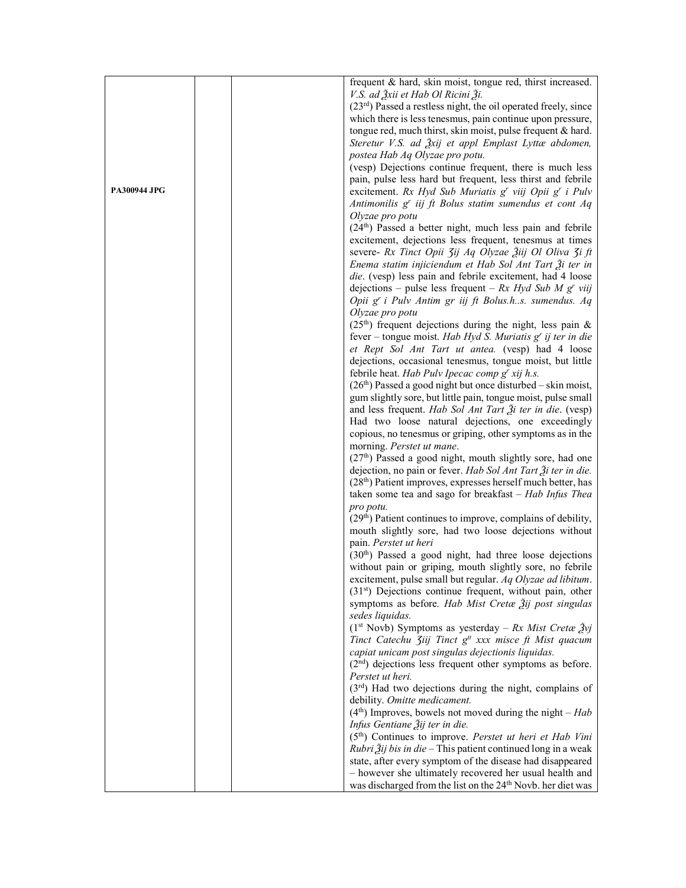| | | | |
|---|---|---|---|
| PA300944 JPG | | | frequent & hard, skin moist, tongue red, thirst increased. *V.S. ad ℥xii et Hab Ol Ricini ℥i.*<br>(23rd) Passed a restless night, the oil operated freely, since which there is less tenesmus, pain continue upon pressure, tongue red, much thirst, skin moist, pulse frequent & hard. *Steretur V.S. ad ℥xij et appl Emplast Lyttæ abdomen, postea Hab Aq Olyzae pro potu.*<br>(vesp) Dejections continue frequent, there is much less pain, pulse less hard but frequent, less thirst and febrile excitement. *Rx Hyd Sub Muriatis gr viij Opii gr i Pulv Antimonilis gr iij ft Bolus statim sumendus et cont Aq Olyzae pro potu*<br>(24th) Passed a better night, much less pain and febrile excitement, dejections less frequent, tenesmus at times severe- *Rx Tinct Opii ʒij Aq Olyzae ℥iij Ol Oliva ʒi ft Enema statim injiciendum et Hab Sol Ant Tart ℥i ter in die*. (vesp) less pain and febrile excitement, had 4 loose dejections – pulse less frequent – *Rx Hyd Sub M gr viij Opii gr i Pulv Antim gr iij ft Bolus.h..s. sumendus. Aq Olyzae pro potu*<br>(25th) frequent dejections during the night, less pain & fever – tongue moist. *Hab Hyd S. Muriatis gr ij ter in die et Rept Sol Ant Tart ut antea.* (vesp) had 4 loose dejections, occasional tenesmus, tongue moist, but little febrile heat. *Hab Pulv Ipecac comp gr xij h.s.*<br>(26th) Passed a good night but once disturbed – skin moist, gum slightly sore, but little pain, tongue moist, pulse small and less frequent. *Hab Sol Ant Tart ℥i ter in die*. (vesp) Had two loose natural dejections, one exceedingly copious, no tenesmus or griping, other symptoms as in the morning. *Perstet ut mane*.<br>(27th) Passed a good night, mouth slightly sore, had one dejection, no pain or fever. *Hab Sol Ant Tart ℥i ter in die.*<br>(28th) Patient improves, expresses herself much better, has taken some tea and sago for breakfast – *Hab Infus Thea pro potu.*<br>(29th) Patient continues to improve, complains of debility, mouth slightly sore, had two loose dejections without pain. *Perstet ut heri*<br>(30th) Passed a good night, had three loose dejections without pain or griping, mouth slightly sore, no febrile excitement, pulse small but regular. *Aq Olyzae ad libitum*.<br>(31st) Dejections continue frequent, without pain, other symptoms as before*. Hab Mist Cretæ ℥ij post singulas sedes liquidas.*<br>(1st Novb) Symptoms as yesterday – *Rx Mist Cretæ ℥vj Tinct Catechu ʒiij Tinct gtt xxx misce ft Mist quacum capiat unicam post singulas dejectionis liquidas.*<br>(2nd) dejections less frequent other symptoms as before. *Perstet ut heri.*<br>(3rd) Had two dejections during the night, complains of debility. *Omitte medicament.*<br>(4th) Improves, bowels not moved during the night – *Hab Infus Gentiane ℥ij ter in die.*<br>(5th) Continues to improve. *Perstet ut heri et Hab Vini Rubri ℥ij bis in die* – This patient continued long in a weak state, after every symptom of the disease had disappeared – however she ultimately recovered her usual health and was discharged from the list on the 24th Novb. her diet was |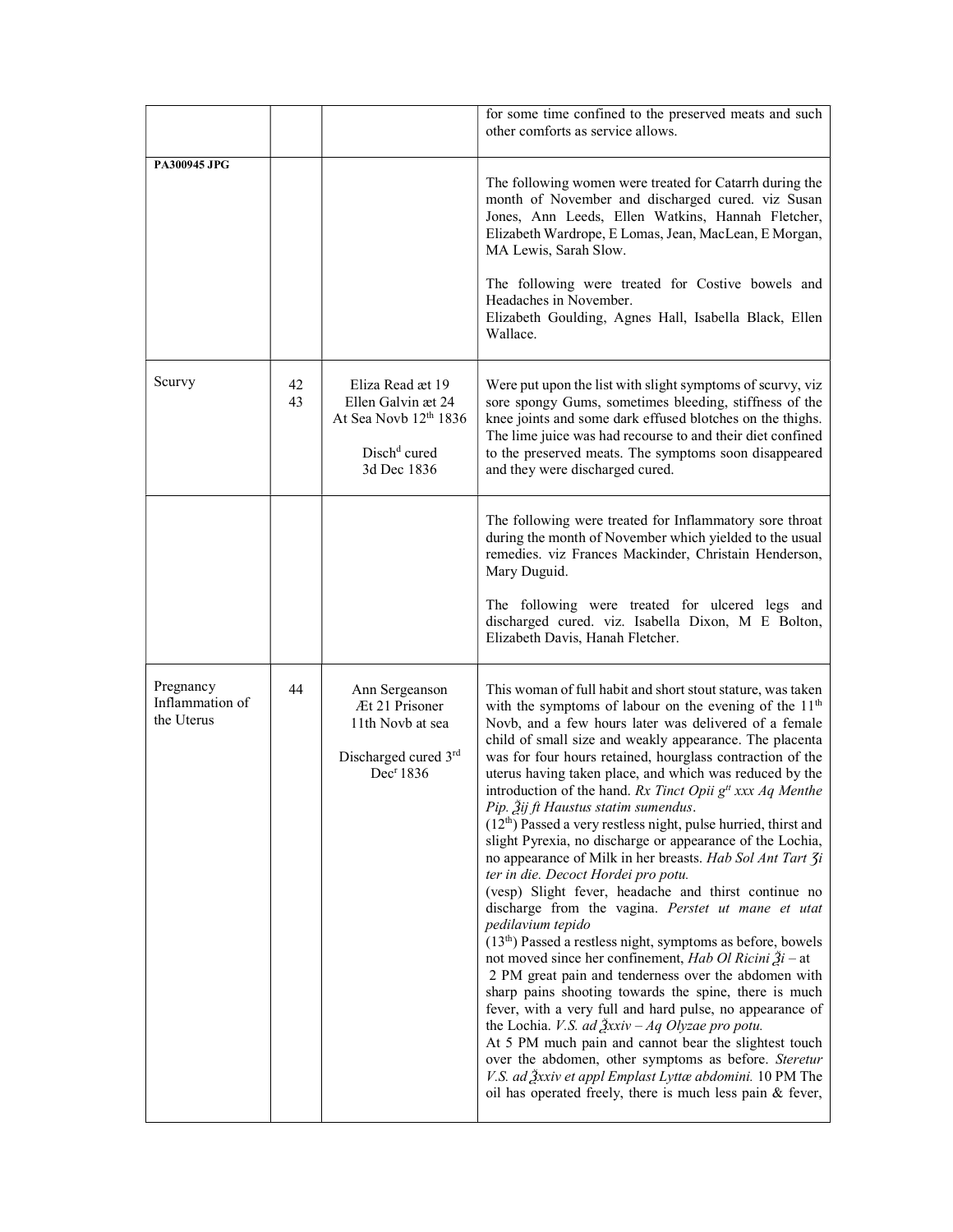| | | | |
|---|---|---|---|
| | | | for some time confined to the preserved meats and such other comforts as service allows. |
| **PA300945 JPG** | | | The following women were treated for Catarrh during the month of November and discharged cured. viz Susan Jones, Ann Leeds, Ellen Watkins, Hannah Fletcher, Elizabeth Wardrope, E Lomas, Jean, MacLean, E Morgan, MA Lewis, Sarah Slow.<br><br>The following were treated for Costive bowels and Headaches in November.<br>Elizabeth Goulding, Agnes Hall, Isabella Black, Ellen Wallace. |
| Scurvy | 42<br>43 | Eliza Read æt 19<br>Ellen Galvin æt 24<br>At Sea Novb 12th 1836<br><br>Dischd cured<br>3d Dec 1836 | Were put upon the list with slight symptoms of scurvy, viz sore spongy Gums, sometimes bleeding, stiffness of the knee joints and some dark effused blotches on the thighs. The lime juice was had recourse to and their diet confined to the preserved meats. The symptoms soon disappeared and they were discharged cured. |
| | | | The following were treated for Inflammatory sore throat during the month of November which yielded to the usual remedies. viz Frances Mackinder, Christain Henderson, Mary Duguid.<br><br>The following were treated for ulcered legs and discharged cured. viz. Isabella Dixon, M E Bolton, Elizabeth Davis, Hanah Fletcher. |
| Pregnancy<br>Inflammation of the Uterus | 44 | Ann Sergeanson<br>Æt 21 Prisoner<br>11th Novb at sea<br><br>Discharged cured 3rd Decr 1836 | This woman of full habit and short stout stature, was taken with the symptoms of labour on the evening of the 11th Novb, and a few hours later was delivered of a female child of small size and weakly appearance. The placenta was for four hours retained, hourglass contraction of the uterus having taken place, and which was reduced by the introduction of the hand. *Rx Tinct Opii gtt xxx Aq Menthe Pip. ℥ij ft Haustus statim sumendus*.<br>(12th) Passed a very restless night, pulse hurried, thirst and slight Pyrexia, no discharge or appearance of the Lochia, no appearance of Milk in her breasts. *Hab Sol Ant Tart ℨi ter in die. Decoct Hordei pro potu.*<br>(vesp) Slight fever, headache and thirst continue no discharge from the vagina. *Perstet ut mane et utat pedilavium tepido*<br>(13th) Passed a restless night, symptoms as before, bowels not moved since her confinement, *Hab Ol Ricini ℥i* – at 2 PM great pain and tenderness over the abdomen with sharp pains shooting towards the spine, there is much fever, with a very full and hard pulse, no appearance of the Lochia. *V.S. ad ℥xxiv – Aq Olyzae pro potu.*<br>At 5 PM much pain and cannot bear the slightest touch over the abdomen, other symptoms as before. *Steretur V.S. ad ℥xxiv et appl Emplast Lyttæ abdomini.* 10 PM The oil has operated freely, there is much less pain & fever, |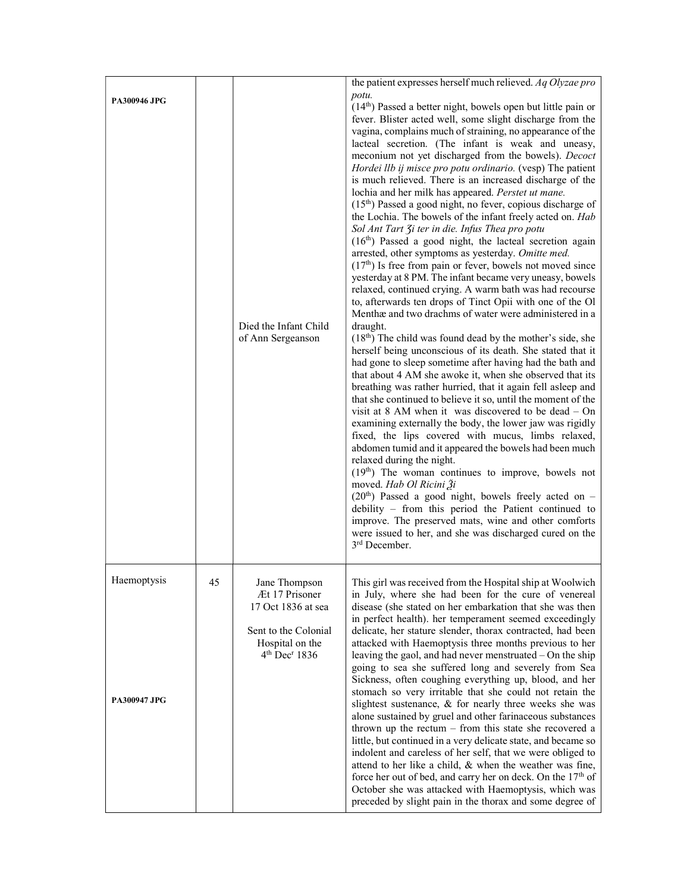| | | | |
|---|---|---|---|
| PA300946 JPG | | Died the Infant Child of Ann Sergeanson | the patient expresses herself much relieved. *Aq Olyzae pro potu.* (14th) Passed a better night, bowels open but little pain or fever. Blister acted well, some slight discharge from the vagina, complains much of straining, no appearance of the lacteal secretion. (The infant is weak and uneasy, meconium not yet discharged from the bowels). *Decoct Hordei llb ij misce pro potu ordinario.* (vesp) The patient is much relieved. There is an increased discharge of the lochia and her milk has appeared. *Perstet ut mane.* (15th) Passed a good night, no fever, copious discharge of the Lochia. The bowels of the infant freely acted on. *Hab Sol Ant Tart ʒi ter in die. Infus Thea pro potu* (16th) Passed a good night, the lacteal secretion again arrested, other symptoms as yesterday. *Omitte med.* (17th) Is free from pain or fever, bowels not moved since yesterday at 8 PM. The infant became very uneasy, bowels relaxed, continued crying. A warm bath was had recourse to, afterwards ten drops of Tinct Opii with one of the Ol Menthæ and two drachms of water were administered in a draught. (18th) The child was found dead by the mother's side, she herself being unconscious of its death. She stated that it had gone to sleep sometime after having had the bath and that about 4 AM she awoke it, when she observed that its breathing was rather hurried, that it again fell asleep and that she continued to believe it so, until the moment of the visit at 8 AM when it was discovered to be dead – On examining externally the body, the lower jaw was rigidly fixed, the lips covered with mucus, limbs relaxed, abdomen tumid and it appeared the bowels had been much relaxed during the night. (19th) The woman continues to improve, bowels not moved. *Hab Ol Ricini ℥i* (20th) Passed a good night, bowels freely acted on – debility – from this period the Patient continued to improve. The preserved mats, wine and other comforts were issued to her, and she was discharged cured on the 3rd December. |
| Haemoptysis<br><br>PA300947 JPG | 45 | Jane Thompson<br>Æt 17 Prisoner<br>17 Oct 1836 at sea<br><br>Sent to the Colonial Hospital on the 4th Decr 1836 | This girl was received from the Hospital ship at Woolwich in July, where she had been for the cure of venereal disease (she stated on her embarkation that she was then in perfect health). her temperament seemed exceedingly delicate, her stature slender, thorax contracted, had been attacked with Haemoptysis three months previous to her leaving the gaol, and had never menstruated – On the ship going to sea she suffered long and severely from Sea Sickness, often coughing everything up, blood, and her stomach so very irritable that she could not retain the slightest sustenance, & for nearly three weeks she was alone sustained by gruel and other farinaceous substances thrown up the rectum – from this state she recovered a little, but continued in a very delicate state, and became so indolent and careless of her self, that we were obliged to attend to her like a child, & when the weather was fine, force her out of bed, and carry her on deck. On the 17th of October she was attacked with Haemoptysis, which was preceded by slight pain in the thorax and some degree of |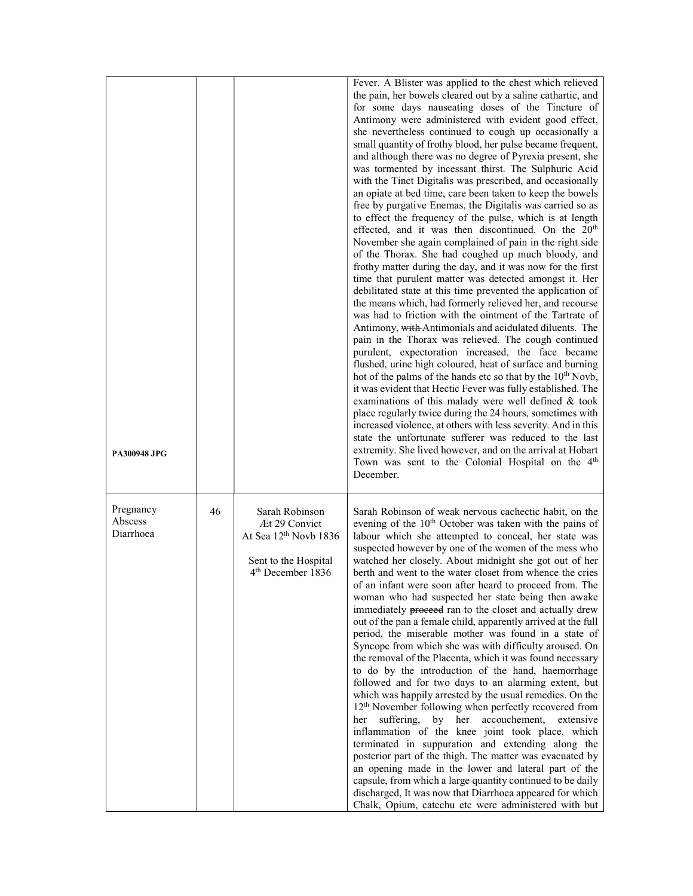| | | | |
|---|---|---|---|
| PA300948 JPG | | | Fever. A Blister was applied to the chest which relieved the pain, her bowels cleared out by a saline cathartic, and for some days nauseating doses of the Tincture of Antimony were administered with evident good effect, she nevertheless continued to cough up occasionally a small quantity of frothy blood, her pulse became frequent, and although there was no degree of Pyrexia present, she was tormented by incessant thirst. The Sulphuric Acid with the Tinct Digitalis was prescribed, and occasionally an opiate at bed time, care been taken to keep the bowels free by purgative Enemas, the Digitalis was carried so as to effect the frequency of the pulse, which is at length effected, and it was then discontinued. On the 20th November she again complained of pain in the right side of the Thorax. She had coughed up much bloody, and frothy matter during the day, and it was now for the first time that purulent matter was detected amongst it. Her debilitated state at this time prevented the application of the means which, had formerly relieved her, and recourse was had to friction with the ointment of the Tartrate of Antimony, ~~with~~ Antimonials and acidulated diluents. The pain in the Thorax was relieved. The cough continued purulent, expectoration increased, the face became flushed, urine high coloured, heat of surface and burning hot of the palms of the hands etc so that by the 10th Novb, it was evident that Hectic Fever was fully established. The examinations of this malady were well defined & took place regularly twice during the 24 hours, sometimes with increased violence, at others with less severity. And in this state the unfortunate sufferer was reduced to the last extremity. She lived however, and on the arrival at Hobart Town was sent to the Colonial Hospital on the 4th December. |
| Pregnancy<br>Abscess<br>Diarrhoea | 46 | Sarah Robinson<br>Æt 29 Convict<br>At Sea 12th Novb 1836<br><br>Sent to the Hospital 4th December 1836 | Sarah Robinson of weak nervous cachectic habit, on the evening of the 10th October was taken with the pains of labour which she attempted to conceal, her state was suspected however by one of the women of the mess who watched her closely. About midnight she got out of her berth and went to the water closet from whence the cries of an infant were soon after heard to proceed from. The woman who had suspected her state being then awake immediately ~~proceed~~ ran to the closet and actually drew out of the pan a female child, apparently arrived at the full period, the miserable mother was found in a state of Syncope from which she was with difficulty aroused. On the removal of the Placenta, which it was found necessary to do by the introduction of the hand, haemorrhage followed and for two days to an alarming extent, but which was happily arrested by the usual remedies. On the 12th November following when perfectly recovered from her suffering, by her accouchement, extensive inflammation of the knee joint took place, which terminated in suppuration and extending along the posterior part of the thigh. The matter was evacuated by an opening made in the lower and lateral part of the capsule, from which a large quantity continued to be daily discharged, It was now that Diarrhoea appeared for which Chalk, Opium, catechu etc were administered with but |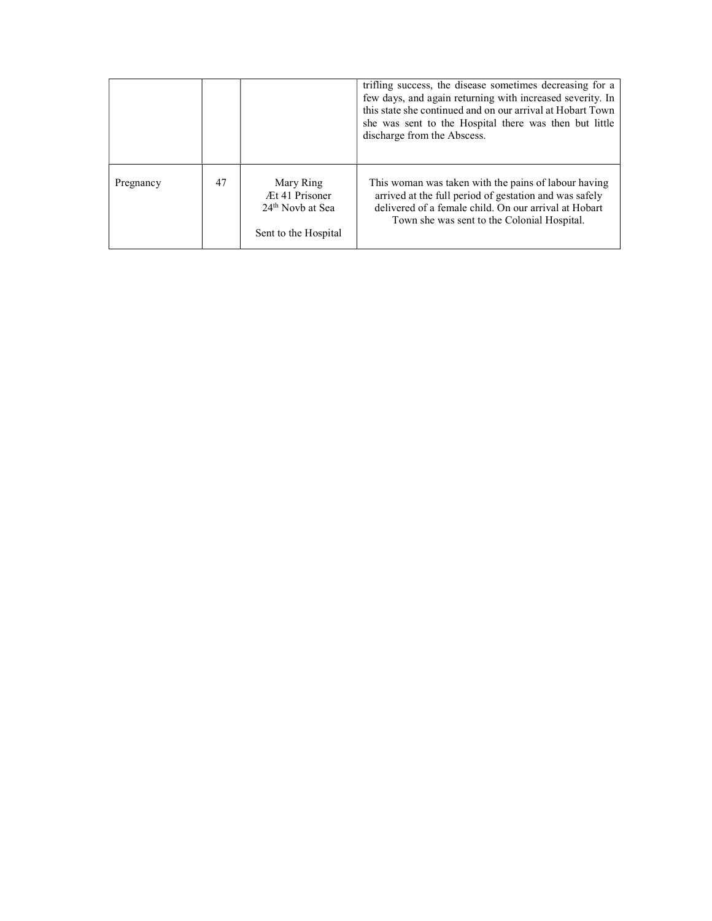| | | | |
|---|---|---|---|
| | | | trifling success, the disease sometimes decreasing for a few days, and again returning with increased severity. In this state she continued and on our arrival at Hobart Town she was sent to the Hospital there was then but little discharge from the Abscess. |
| Pregnancy | 47 | Mary Ring<br>Æt 41 Prisoner<br>24th Novb at Sea<br><br>Sent to the Hospital | This woman was taken with the pains of labour having arrived at the full period of gestation and was safely delivered of a female child. On our arrival at Hobart Town she was sent to the Colonial Hospital. |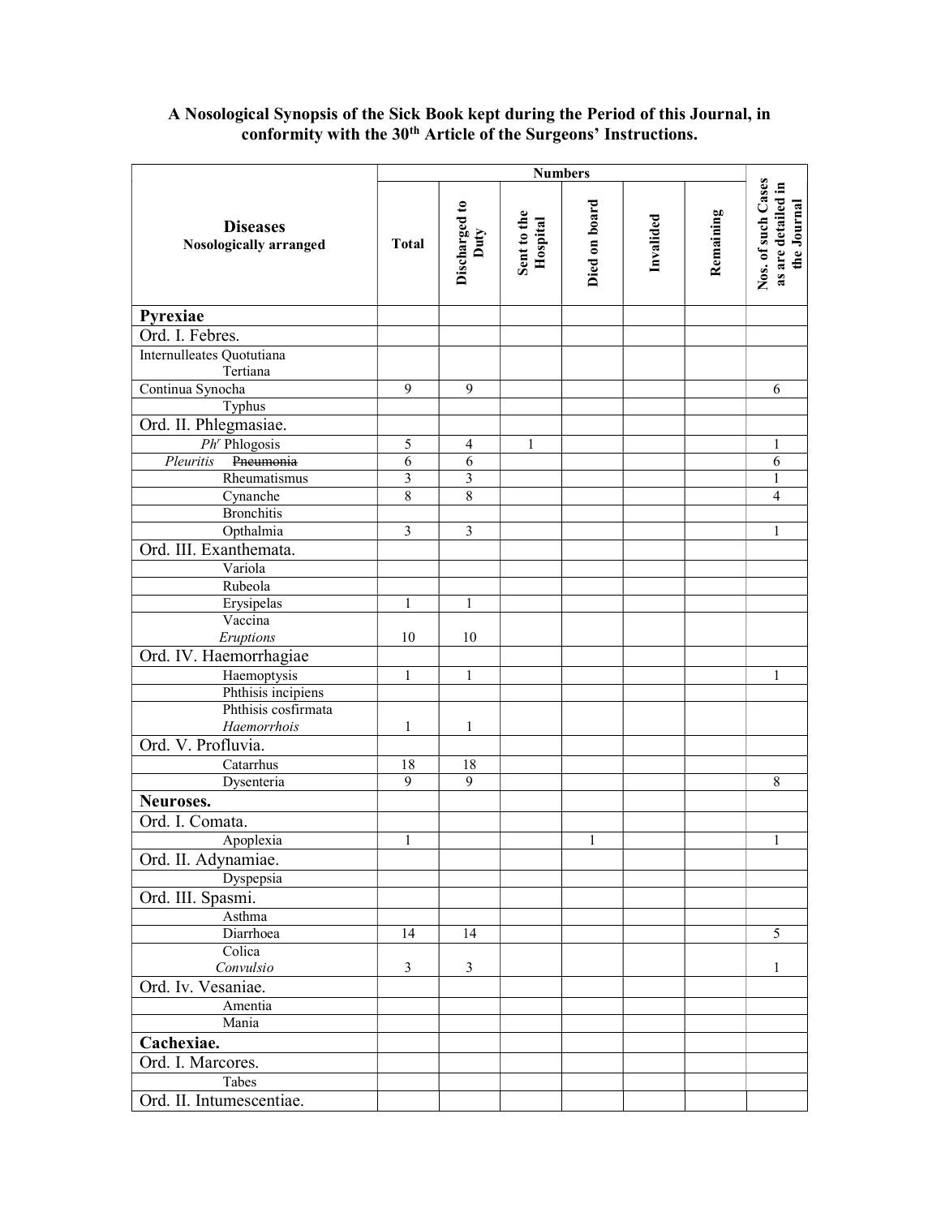**A Nosological Synopsis of the Sick Book kept during the Period of this Journal, in conformity with the 30th Article of the Surgeons' Instructions.**

| Diseases Nosologically arranged | Numbers | | | | | | Nos. of such Cases as are detailed in the Journal |
|---|---|---|---|---|---|---|---|
| | Total | Discharged to Duty | Sent to the Hospital | Died on board | Invalided | Remaining | |
| **Pyrexiae** | | | | | | | |
| Ord. I. Febres. | | | | | | | |
| Internulleates Quotutiana<br>Tertiana | | | | | | | |
| Continua Synocha | 9 | 9 | | | | | 6 |
| Typhus | | | | | | | |
| Ord. II. Phlegmasiae. | | | | | | | |
| *Ph<sup>r</sup>* Phlogosis | 5 | 4 | 1 | | | | 1 |
| *Pleuritis* ~~Pneumonia~~ | 6 | 6 | | | | | 6 |
| Rheumatismus | 3 | 3 | | | | | 1 |
| Cynanche | 8 | 8 | | | | | 4 |
| Bronchitis | | | | | | | |
| Opthalmia | 3 | 3 | | | | | 1 |
| Ord. III. Exanthemata. | | | | | | | |
| Variola | | | | | | | |
| Rubeola | | | | | | | |
| Erysipelas | 1 | 1 | | | | | |
| Vaccina<br>*Eruptions* | 10 | 10 | | | | | |
| Ord. IV. Haemorrhagiae | | | | | | | |
| Haemoptysis | 1 | 1 | | | | | 1 |
| Phthisis incipiens | | | | | | | |
| Phthisis cosfirmata<br>*Haemorrhois* | 1 | 1 | | | | | |
| Ord. V. Profluvia. | | | | | | | |
| Catarrhus | 18 | 18 | | | | | |
| Dysenteria | 9 | 9 | | | | | 8 |
| **Neuroses.** | | | | | | | |
| Ord. I. Comata. | | | | | | | |
| Apoplexia | 1 | | | 1 | | | 1 |
| Ord. II. Adynamiae. | | | | | | | |
| Dyspepsia | | | | | | | |
| Ord. III. Spasmi. | | | | | | | |
| Asthma | | | | | | | |
| Diarrhoea | 14 | 14 | | | | | 5 |
| Colica<br>*Convulsio* | 3 | 3 | | | | | 1 |
| Ord. Iv. Vesaniae. | | | | | | | |
| Amentia | | | | | | | |
| Mania | | | | | | | |
| **Cachexiae.** | | | | | | | |
| Ord. I. Marcores. | | | | | | | |
| Tabes | | | | | | | |
| Ord. II. Intumescentiae. | | | | | | | |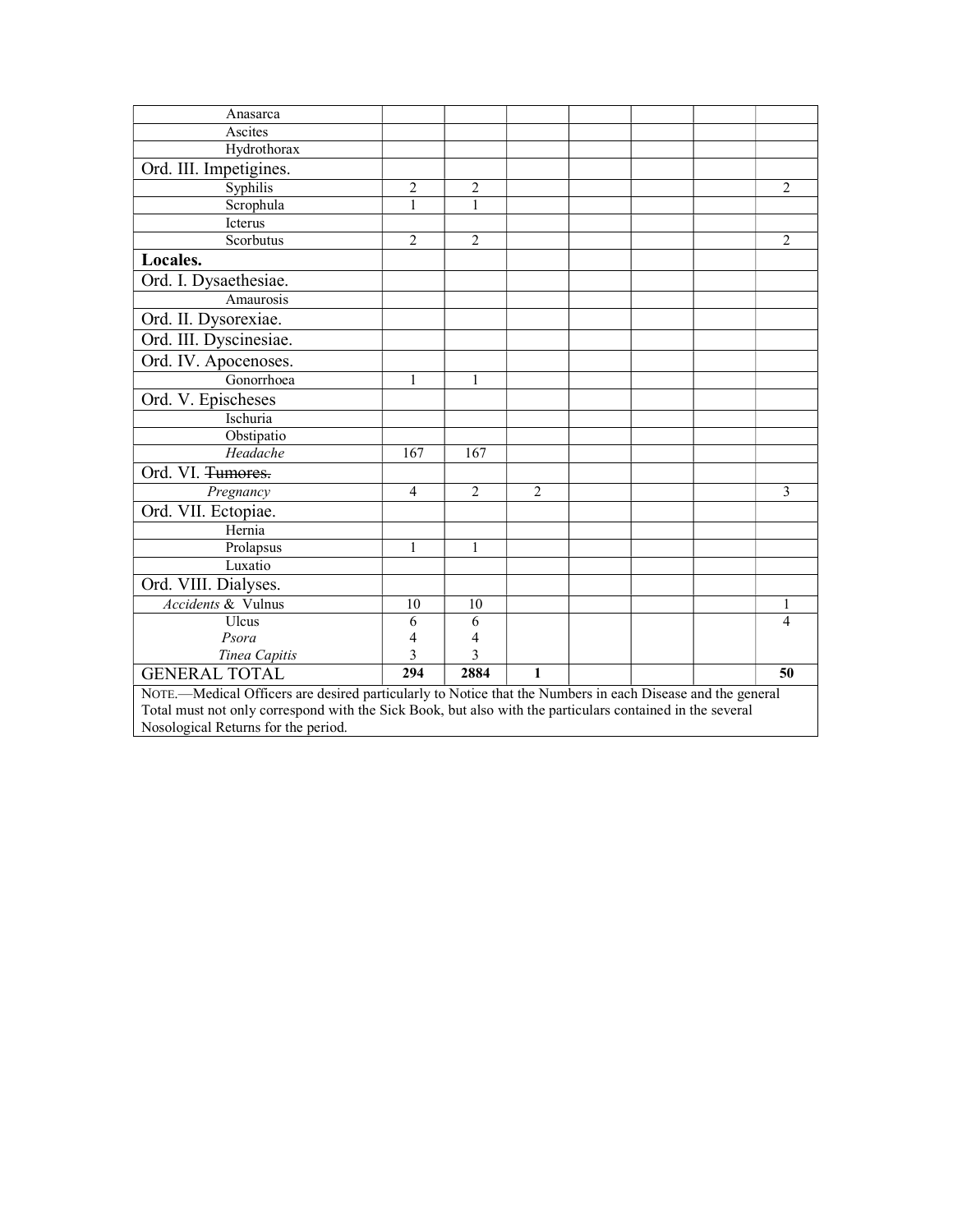| | | | | | | | |
|---|---|---|---|---|---|---|---|
| Anasarca | | | | | | | |
| Ascites | | | | | | | |
| Hydrothorax | | | | | | | |
| Ord. III. Impetigines. | | | | | | | |
| Syphilis | 2 | 2 | | | | | 2 |
| Scrophula | 1 | 1 | | | | | |
| Icterus | | | | | | | |
| Scorbutus | 2 | 2 | | | | | 2 |
| **Locales.** | | | | | | | |
| Ord. I. Dysaethesiae. | | | | | | | |
| Amaurosis | | | | | | | |
| Ord. II. Dysorexiae. | | | | | | | |
| Ord. III. Dyscinesiae. | | | | | | | |
| Ord. IV. Apocenoses. | | | | | | | |
| Gonorrhoea | 1 | 1 | | | | | |
| Ord. V. Epischeses | | | | | | | |
| Ischuria | | | | | | | |
| Obstipatio | | | | | | | |
| *Headache* | 167 | 167 | | | | | |
| Ord. VI. ~~Tumores.~~ | | | | | | | |
| *Pregnancy* | 4 | 2 | 2 | | | | 3 |
| Ord. VII. Ectopiae. | | | | | | | |
| Hernia | | | | | | | |
| Prolapsus | 1 | 1 | | | | | |
| Luxatio | | | | | | | |
| Ord. VIII. Dialyses. | | | | | | | |
| *Accidents* & Vulnus | 10 | 10 | | | | | 1 |
| Ulcus | 6 | 6 | | | | | 4 |
| *Psora* | 4 | 4 | | | | | |
| *Tinea Capitis* | 3 | 3 | | | | | |
| GENERAL TOTAL | **294** | **2884** | **1** | | | | **50** |

NOTE.—Medical Officers are desired particularly to Notice that the Numbers in each Disease and the general Total must not only correspond with the Sick Book, but also with the particulars contained in the several Nosological Returns for the period.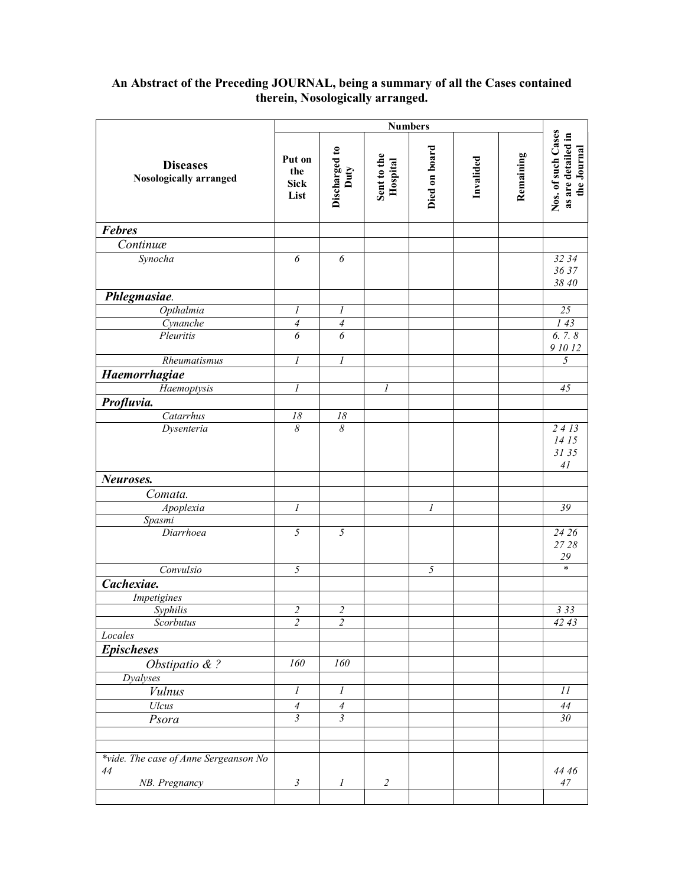**An Abstract of the Preceding JOURNAL, being a summary of all the Cases contained therein, Nosologically arranged.**

| Diseases Nosologically arranged | Numbers | | | | | | Nos. of such Cases as are detailed in the Journal |
|---|---|---|---|---|---|---|---|
| | Put on the Sick List | Discharged to Duty | Sent to the Hospital | Died on board | Invalided | Remaining | |
| ***Febres*** | | | | | | | |
| *Continuæ* | | | | | | | |
| *Synocha* | *6* | *6* | | | | | *32 34 36 37 38 40* |
| ***Phlegmasiae.*** | | | | | | | |
| *Opthalmia* | *1* | *1* | | | | | *25* |
| *Cynanche* | *4* | *4* | | | | | *1 43* |
| *Pleuritis* | *6* | *6* | | | | | *6. 7. 8 9 10 12* |
| *Rheumatismus* | *1* | *1* | | | | | *5* |
| ***Haemorrhagiae*** | | | | | | | |
| *Haemoptysis* | *1* | | *1* | | | | *45* |
| ***Profluvia.*** | | | | | | | |
| *Catarrhus* | *18* | *18* | | | | | |
| *Dysenteria* | *8* | *8* | | | | | *2 4 13 14 15 31 35 41* |
| ***Neuroses.*** | | | | | | | |
| *Comata.* | | | | | | | |
| *Apoplexia* | *1* | | | *1* | | | *39* |
| *Spasmi* | | | | | | | |
| *Diarrhoea* | *5* | *5* | | | | | *24 26 27 28 29* |
| *Convulsio* | *5* | | | *5* | | | * |
| ***Cachexiae.*** | | | | | | | |
| *Impetigines* | | | | | | | |
| *Syphilis* | *2* | *2* | | | | | *3 33* |
| *Scorbutus* | *2* | *2* | | | | | *42 43* |
| *Locales* | | | | | | | |
| ***Epischeses*** | | | | | | | |
| *Obstipatio & ?* | *160* | *160* | | | | | |
| *Dyalyses* | | | | | | | |
| *Vulnus* | *1* | *1* | | | | | *11* |
| *Ulcus* | *4* | *4* | | | | | *44* |
| *Psora* | *3* | *3* | | | | | *30* |
| | | | | | | | |
| | | | | | | | |
| **vide. The case of Anne Sergeanson No 44* *NB. Pregnancy* | *3* | *1* | *2* | | | | *44 46 47* |
| | | | | | | | |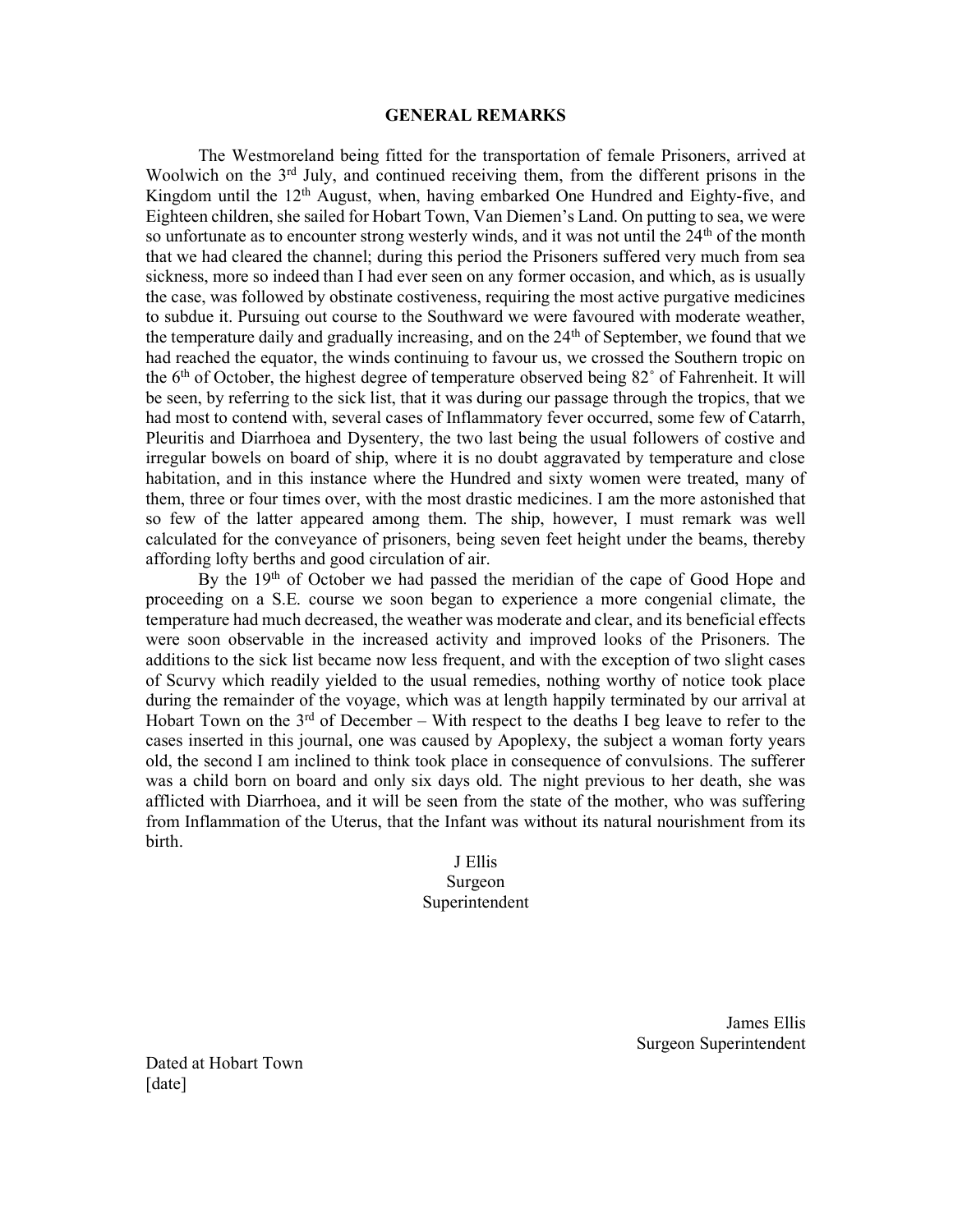## GENERAL REMARKS

The Westmoreland being fitted for the transportation of female Prisoners, arrived at Woolwich on the 3rd July, and continued receiving them, from the different prisons in the Kingdom until the 12th August, when, having embarked One Hundred and Eighty-five, and Eighteen children, she sailed for Hobart Town, Van Diemen's Land. On putting to sea, we were so unfortunate as to encounter strong westerly winds, and it was not until the 24th of the month that we had cleared the channel; during this period the Prisoners suffered very much from sea sickness, more so indeed than I had ever seen on any former occasion, and which, as is usually the case, was followed by obstinate costiveness, requiring the most active purgative medicines to subdue it. Pursuing out course to the Southward we were favoured with moderate weather, the temperature daily and gradually increasing, and on the 24th of September, we found that we had reached the equator, the winds continuing to favour us, we crossed the Southern tropic on the 6th of October, the highest degree of temperature observed being 82˚ of Fahrenheit. It will be seen, by referring to the sick list, that it was during our passage through the tropics, that we had most to contend with, several cases of Inflammatory fever occurred, some few of Catarrh, Pleuritis and Diarrhoea and Dysentery, the two last being the usual followers of costive and irregular bowels on board of ship, where it is no doubt aggravated by temperature and close habitation, and in this instance where the Hundred and sixty women were treated, many of them, three or four times over, with the most drastic medicines. I am the more astonished that so few of the latter appeared among them. The ship, however, I must remark was well calculated for the conveyance of prisoners, being seven feet height under the beams, thereby affording lofty berths and good circulation of air.

By the 19th of October we had passed the meridian of the cape of Good Hope and proceeding on a S.E. course we soon began to experience a more congenial climate, the temperature had much decreased, the weather was moderate and clear, and its beneficial effects were soon observable in the increased activity and improved looks of the Prisoners. The additions to the sick list became now less frequent, and with the exception of two slight cases of Scurvy which readily yielded to the usual remedies, nothing worthy of notice took place during the remainder of the voyage, which was at length happily terminated by our arrival at Hobart Town on the 3rd of December – With respect to the deaths I beg leave to refer to the cases inserted in this journal, one was caused by Apoplexy, the subject a woman forty years old, the second I am inclined to think took place in consequence of convulsions. The sufferer was a child born on board and only six days old. The night previous to her death, she was afflicted with Diarrhoea, and it will be seen from the state of the mother, who was suffering from Inflammation of the Uterus, that the Infant was without its natural nourishment from its birth.

J Ellis
Surgeon
Superintendent

James Ellis
Surgeon Superintendent

Dated at Hobart Town
[date]